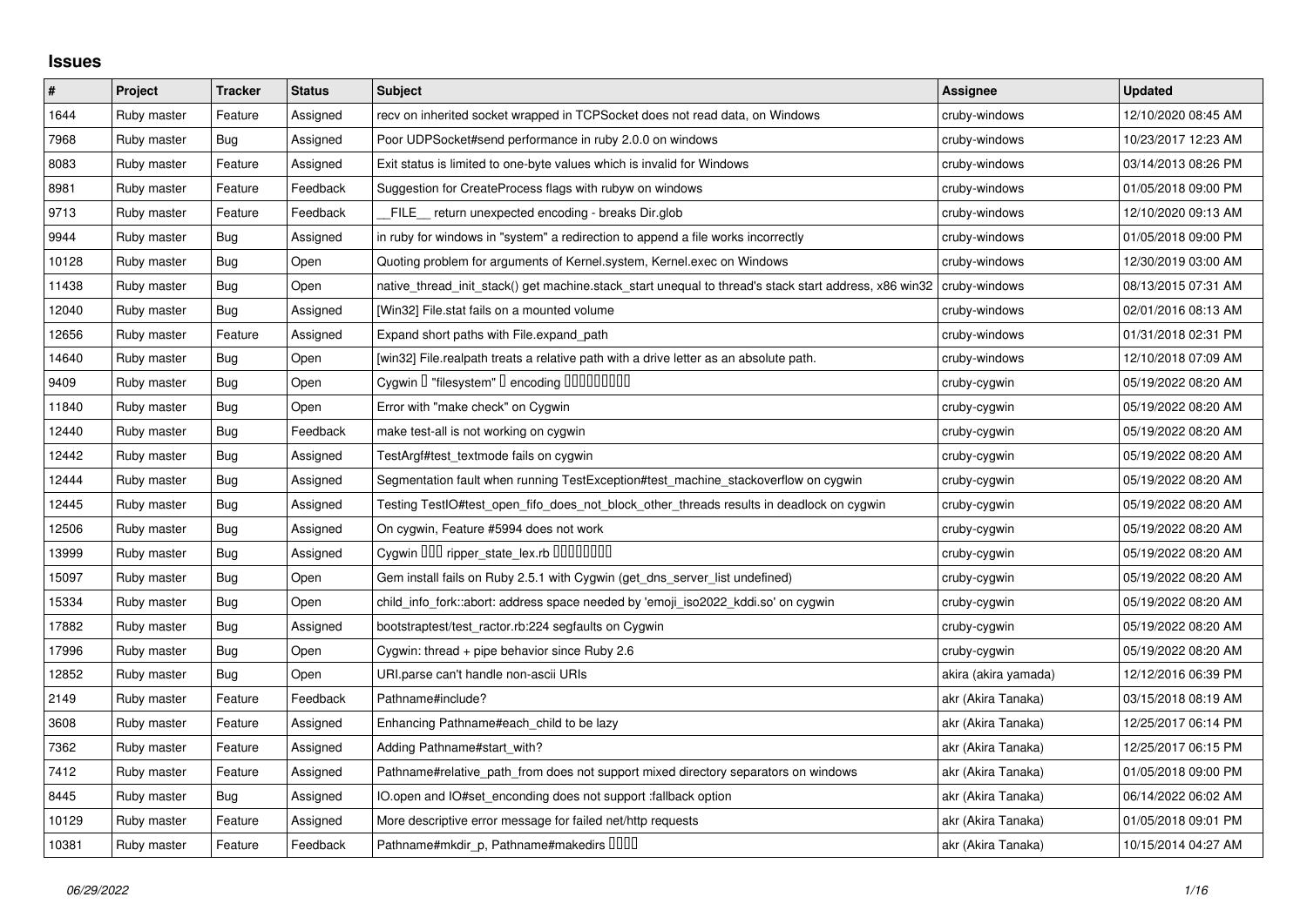# Issues

| # | Project | Tracker | Status | Subject | Assignee | Updated |
|---|---|---|---|---|---|---|
| 1644 | Ruby master | Feature | Assigned | recv on inherited socket wrapped in TCPSocket does not read data, on Windows | cruby-windows | 12/10/2020 08:45 AM |
| 7968 | Ruby master | Bug | Assigned | Poor UDPSocket#send performance in ruby 2.0.0 on windows | cruby-windows | 10/23/2017 12:23 AM |
| 8083 | Ruby master | Feature | Assigned | Exit status is limited to one-byte values which is invalid for Windows | cruby-windows | 03/14/2013 08:26 PM |
| 8981 | Ruby master | Feature | Feedback | Suggestion for CreateProcess flags with rubyw on windows | cruby-windows | 01/05/2018 09:00 PM |
| 9713 | Ruby master | Feature | Feedback | __FILE__ return unexpected encoding - breaks Dir.glob | cruby-windows | 12/10/2020 09:13 AM |
| 9944 | Ruby master | Bug | Assigned | in ruby for windows in "system" a redirection to append a file works incorrectly | cruby-windows | 01/05/2018 09:00 PM |
| 10128 | Ruby master | Bug | Open | Quoting problem for arguments of Kernel.system, Kernel.exec on Windows | cruby-windows | 12/30/2019 03:00 AM |
| 11438 | Ruby master | Bug | Open | native_thread_init_stack() get machine.stack_start unequal to thread's stack start address, x86 win32 | cruby-windows | 08/13/2015 07:31 AM |
| 12040 | Ruby master | Bug | Assigned | [Win32] File.stat fails on a mounted volume | cruby-windows | 02/01/2016 08:13 AM |
| 12656 | Ruby master | Feature | Assigned | Expand short paths with File.expand_path | cruby-windows | 01/31/2018 02:31 PM |
| 14640 | Ruby master | Bug | Open | [win32] File.realpath treats a relative path with a drive letter as an absolute path. | cruby-windows | 12/10/2018 07:09 AM |
| 9409 | Ruby master | Bug | Open | Cygwin □ "filesystem" □ encoding □□□□□□□□□ | cruby-cygwin | 05/19/2022 08:20 AM |
| 11840 | Ruby master | Bug | Open | Error with "make check" on Cygwin | cruby-cygwin | 05/19/2022 08:20 AM |
| 12440 | Ruby master | Bug | Feedback | make test-all is not working on cygwin | cruby-cygwin | 05/19/2022 08:20 AM |
| 12442 | Ruby master | Bug | Assigned | TestArgf#test_textmode fails on cygwin | cruby-cygwin | 05/19/2022 08:20 AM |
| 12444 | Ruby master | Bug | Assigned | Segmentation fault when running TestException#test_machine_stackoverflow on cygwin | cruby-cygwin | 05/19/2022 08:20 AM |
| 12445 | Ruby master | Bug | Assigned | Testing TestIO#test_open_fifo_does_not_block_other_threads results in deadlock on cygwin | cruby-cygwin | 05/19/2022 08:20 AM |
| 12506 | Ruby master | Bug | Assigned | On cygwin, Feature #5994 does not work | cruby-cygwin | 05/19/2022 08:20 AM |
| 13999 | Ruby master | Bug | Assigned | Cygwin □□□ ripper_state_lex.rb □□□□□□□□ | cruby-cygwin | 05/19/2022 08:20 AM |
| 15097 | Ruby master | Bug | Open | Gem install fails on Ruby 2.5.1 with Cygwin (get_dns_server_list undefined) | cruby-cygwin | 05/19/2022 08:20 AM |
| 15334 | Ruby master | Bug | Open | child_info_fork::abort: address space needed by 'emoji_iso2022_kddi.so' on cygwin | cruby-cygwin | 05/19/2022 08:20 AM |
| 17882 | Ruby master | Bug | Assigned | bootstraptest/test_ractor.rb:224 segfaults on Cygwin | cruby-cygwin | 05/19/2022 08:20 AM |
| 17996 | Ruby master | Bug | Open | Cygwin: thread + pipe behavior since Ruby 2.6 | cruby-cygwin | 05/19/2022 08:20 AM |
| 12852 | Ruby master | Bug | Open | URI.parse can't handle non-ascii URIs | akira (akira yamada) | 12/12/2016 06:39 PM |
| 2149 | Ruby master | Feature | Feedback | Pathname#include? | akr (Akira Tanaka) | 03/15/2018 08:19 AM |
| 3608 | Ruby master | Feature | Assigned | Enhancing Pathname#each_child to be lazy | akr (Akira Tanaka) | 12/25/2017 06:14 PM |
| 7362 | Ruby master | Feature | Assigned | Adding Pathname#start_with? | akr (Akira Tanaka) | 12/25/2017 06:15 PM |
| 7412 | Ruby master | Feature | Assigned | Pathname#relative_path_from does not support mixed directory separators on windows | akr (Akira Tanaka) | 01/05/2018 09:00 PM |
| 8445 | Ruby master | Bug | Assigned | IO.open and IO#set_enconding does not support :fallback option | akr (Akira Tanaka) | 06/14/2022 06:02 AM |
| 10129 | Ruby master | Feature | Assigned | More descriptive error message for failed net/http requests | akr (Akira Tanaka) | 01/05/2018 09:01 PM |
| 10381 | Ruby master | Feature | Feedback | Pathname#mkdir_p, Pathname#makedirs □□□□ | akr (Akira Tanaka) | 10/15/2014 04:27 AM |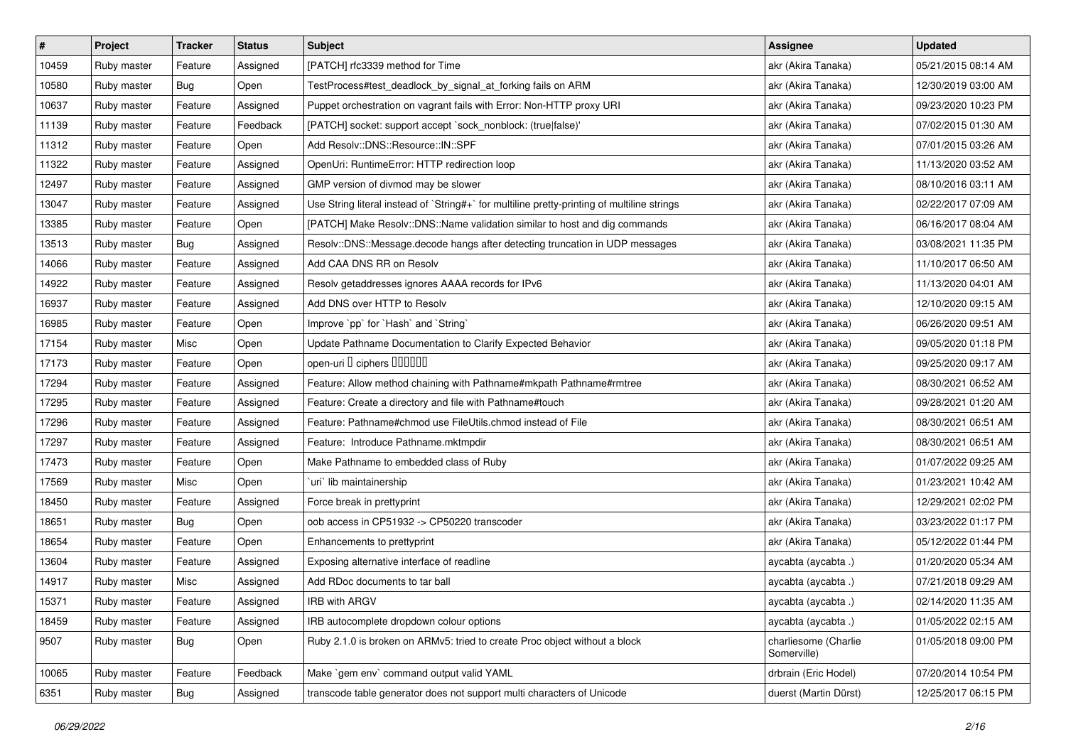| # | Project | Tracker | Status | Subject | Assignee | Updated |
|---|---|---|---|---|---|---|
| 10459 | Ruby master | Feature | Assigned | [PATCH] rfc3339 method for Time | akr (Akira Tanaka) | 05/21/2015 08:14 AM |
| 10580 | Ruby master | Bug | Open | TestProcess#test_deadlock_by_signal_at_forking fails on ARM | akr (Akira Tanaka) | 12/30/2019 03:00 AM |
| 10637 | Ruby master | Feature | Assigned | Puppet orchestration on vagrant fails with Error: Non-HTTP proxy URI | akr (Akira Tanaka) | 09/23/2020 10:23 PM |
| 11139 | Ruby master | Feature | Feedback | [PATCH] socket: support accept `sock_nonblock: (true\|false)' | akr (Akira Tanaka) | 07/02/2015 01:30 AM |
| 11312 | Ruby master | Feature | Open | Add Resolv::DNS::Resource::IN::SPF | akr (Akira Tanaka) | 07/01/2015 03:26 AM |
| 11322 | Ruby master | Feature | Assigned | OpenUri: RuntimeError: HTTP redirection loop | akr (Akira Tanaka) | 11/13/2020 03:52 AM |
| 12497 | Ruby master | Feature | Assigned | GMP version of divmod may be slower | akr (Akira Tanaka) | 08/10/2016 03:11 AM |
| 13047 | Ruby master | Feature | Assigned | Use String literal instead of `String#+` for multiline pretty-printing of multiline strings | akr (Akira Tanaka) | 02/22/2017 07:09 AM |
| 13385 | Ruby master | Feature | Open | [PATCH] Make Resolv::DNS::Name validation similar to host and dig commands | akr (Akira Tanaka) | 06/16/2017 08:04 AM |
| 13513 | Ruby master | Bug | Assigned | Resolv::DNS::Message.decode hangs after detecting truncation in UDP messages | akr (Akira Tanaka) | 03/08/2021 11:35 PM |
| 14066 | Ruby master | Feature | Assigned | Add CAA DNS RR on Resolv | akr (Akira Tanaka) | 11/10/2017 06:50 AM |
| 14922 | Ruby master | Feature | Assigned | Resolv getaddresses ignores AAAA records for IPv6 | akr (Akira Tanaka) | 11/13/2020 04:01 AM |
| 16937 | Ruby master | Feature | Assigned | Add DNS over HTTP to Resolv | akr (Akira Tanaka) | 12/10/2020 09:15 AM |
| 16985 | Ruby master | Feature | Open | Improve `pp` for `Hash` and `String` | akr (Akira Tanaka) | 06/26/2020 09:51 AM |
| 17154 | Ruby master | Misc | Open | Update Pathname Documentation to Clarify Expected Behavior | akr (Akira Tanaka) | 09/05/2020 01:18 PM |
| 17173 | Ruby master | Feature | Open | open-uri  ciphers  | akr (Akira Tanaka) | 09/25/2020 09:17 AM |
| 17294 | Ruby master | Feature | Assigned | Feature: Allow method chaining with Pathname#mkpath Pathname#rmtree | akr (Akira Tanaka) | 08/30/2021 06:52 AM |
| 17295 | Ruby master | Feature | Assigned | Feature: Create a directory and file with Pathname#touch | akr (Akira Tanaka) | 09/28/2021 01:20 AM |
| 17296 | Ruby master | Feature | Assigned | Feature: Pathname#chmod use FileUtils.chmod instead of File | akr (Akira Tanaka) | 08/30/2021 06:51 AM |
| 17297 | Ruby master | Feature | Assigned | Feature: Introduce Pathname.mktmpdir | akr (Akira Tanaka) | 08/30/2021 06:51 AM |
| 17473 | Ruby master | Feature | Open | Make Pathname to embedded class of Ruby | akr (Akira Tanaka) | 01/07/2022 09:25 AM |
| 17569 | Ruby master | Misc | Open | `uri` lib maintainership | akr (Akira Tanaka) | 01/23/2021 10:42 AM |
| 18450 | Ruby master | Feature | Assigned | Force break in prettyprint | akr (Akira Tanaka) | 12/29/2021 02:02 PM |
| 18651 | Ruby master | Bug | Open | oob access in CP51932 -> CP50220 transcoder | akr (Akira Tanaka) | 03/23/2022 01:17 PM |
| 18654 | Ruby master | Feature | Open | Enhancements to prettyprint | akr (Akira Tanaka) | 05/12/2022 01:44 PM |
| 13604 | Ruby master | Feature | Assigned | Exposing alternative interface of readline | aycabta (aycabta .) | 01/20/2020 05:34 AM |
| 14917 | Ruby master | Misc | Assigned | Add RDoc documents to tar ball | aycabta (aycabta .) | 07/21/2018 09:29 AM |
| 15371 | Ruby master | Feature | Assigned | IRB with ARGV | aycabta (aycabta .) | 02/14/2020 11:35 AM |
| 18459 | Ruby master | Feature | Assigned | IRB autocomplete dropdown colour options | aycabta (aycabta .) | 01/05/2022 02:15 AM |
| 9507 | Ruby master | Bug | Open | Ruby 2.1.0 is broken on ARMv5: tried to create Proc object without a block | charliesome (Charlie Somerville) | 01/05/2018 09:00 PM |
| 10065 | Ruby master | Feature | Feedback | Make `gem env` command output valid YAML | drbrain (Eric Hodel) | 07/20/2014 10:54 PM |
| 6351 | Ruby master | Bug | Assigned | transcode table generator does not support multi characters of Unicode | duerst (Martin Dürst) | 12/25/2017 06:15 PM |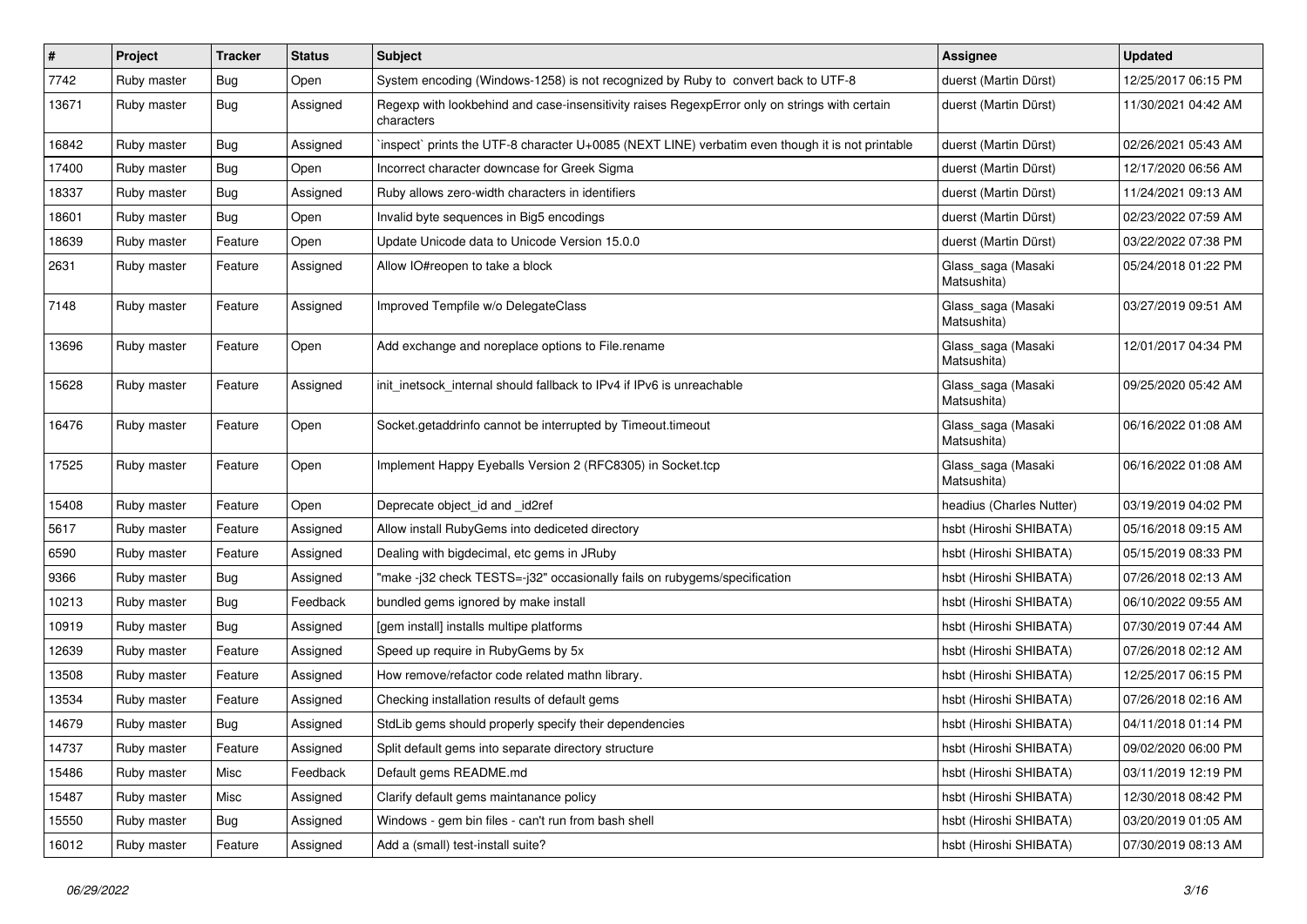| # | Project | Tracker | Status | Subject | Assignee | Updated |
|---|---|---|---|---|---|---|
| 7742 | Ruby master | Bug | Open | System encoding (Windows-1258) is not recognized by Ruby to  convert back to UTF-8 | duerst (Martin Dürst) | 12/25/2017 06:15 PM |
| 13671 | Ruby master | Bug | Assigned | Regexp with lookbehind and case-insensitivity raises RegexpError only on strings with certain characters | duerst (Martin Dürst) | 11/30/2021 04:42 AM |
| 16842 | Ruby master | Bug | Assigned | `inspect` prints the UTF-8 character U+0085 (NEXT LINE) verbatim even though it is not printable | duerst (Martin Dürst) | 02/26/2021 05:43 AM |
| 17400 | Ruby master | Bug | Open | Incorrect character downcase for Greek Sigma | duerst (Martin Dürst) | 12/17/2020 06:56 AM |
| 18337 | Ruby master | Bug | Assigned | Ruby allows zero-width characters in identifiers | duerst (Martin Dürst) | 11/24/2021 09:13 AM |
| 18601 | Ruby master | Bug | Open | Invalid byte sequences in Big5 encodings | duerst (Martin Dürst) | 02/23/2022 07:59 AM |
| 18639 | Ruby master | Feature | Open | Update Unicode data to Unicode Version 15.0.0 | duerst (Martin Dürst) | 03/22/2022 07:38 PM |
| 2631 | Ruby master | Feature | Assigned | Allow IO#reopen to take a block | Glass_saga (Masaki Matsushita) | 05/24/2018 01:22 PM |
| 7148 | Ruby master | Feature | Assigned | Improved Tempfile w/o DelegateClass | Glass_saga (Masaki Matsushita) | 03/27/2019 09:51 AM |
| 13696 | Ruby master | Feature | Open | Add exchange and noreplace options to File.rename | Glass_saga (Masaki Matsushita) | 12/01/2017 04:34 PM |
| 15628 | Ruby master | Feature | Assigned | init_inetsock_internal should fallback to IPv4 if IPv6 is unreachable | Glass_saga (Masaki Matsushita) | 09/25/2020 05:42 AM |
| 16476 | Ruby master | Feature | Open | Socket.getaddrinfo cannot be interrupted by Timeout.timeout | Glass_saga (Masaki Matsushita) | 06/16/2022 01:08 AM |
| 17525 | Ruby master | Feature | Open | Implement Happy Eyeballs Version 2 (RFC8305) in Socket.tcp | Glass_saga (Masaki Matsushita) | 06/16/2022 01:08 AM |
| 15408 | Ruby master | Feature | Open | Deprecate object_id and _id2ref | headius (Charles Nutter) | 03/19/2019 04:02 PM |
| 5617 | Ruby master | Feature | Assigned | Allow install RubyGems into dediceted directory | hsbt (Hiroshi SHIBATA) | 05/16/2018 09:15 AM |
| 6590 | Ruby master | Feature | Assigned | Dealing with bigdecimal, etc gems in JRuby | hsbt (Hiroshi SHIBATA) | 05/15/2019 08:33 PM |
| 9366 | Ruby master | Bug | Assigned | "make -j32 check TESTS=-j32" occasionally fails on rubygems/specification | hsbt (Hiroshi SHIBATA) | 07/26/2018 02:13 AM |
| 10213 | Ruby master | Bug | Feedback | bundled gems ignored by make install | hsbt (Hiroshi SHIBATA) | 06/10/2022 09:55 AM |
| 10919 | Ruby master | Bug | Assigned | [gem install] installs multipe platforms | hsbt (Hiroshi SHIBATA) | 07/30/2019 07:44 AM |
| 12639 | Ruby master | Feature | Assigned | Speed up require in RubyGems by 5x | hsbt (Hiroshi SHIBATA) | 07/26/2018 02:12 AM |
| 13508 | Ruby master | Feature | Assigned | How remove/refactor code related mathn library. | hsbt (Hiroshi SHIBATA) | 12/25/2017 06:15 PM |
| 13534 | Ruby master | Feature | Assigned | Checking installation results of default gems | hsbt (Hiroshi SHIBATA) | 07/26/2018 02:16 AM |
| 14679 | Ruby master | Bug | Assigned | StdLib gems should properly specify their dependencies | hsbt (Hiroshi SHIBATA) | 04/11/2018 01:14 PM |
| 14737 | Ruby master | Feature | Assigned | Split default gems into separate directory structure | hsbt (Hiroshi SHIBATA) | 09/02/2020 06:00 PM |
| 15486 | Ruby master | Misc | Feedback | Default gems README.md | hsbt (Hiroshi SHIBATA) | 03/11/2019 12:19 PM |
| 15487 | Ruby master | Misc | Assigned | Clarify default gems maintanance policy | hsbt (Hiroshi SHIBATA) | 12/30/2018 08:42 PM |
| 15550 | Ruby master | Bug | Assigned | Windows - gem bin files - can't run from bash shell | hsbt (Hiroshi SHIBATA) | 03/20/2019 01:05 AM |
| 16012 | Ruby master | Feature | Assigned | Add a (small) test-install suite? | hsbt (Hiroshi SHIBATA) | 07/30/2019 08:13 AM |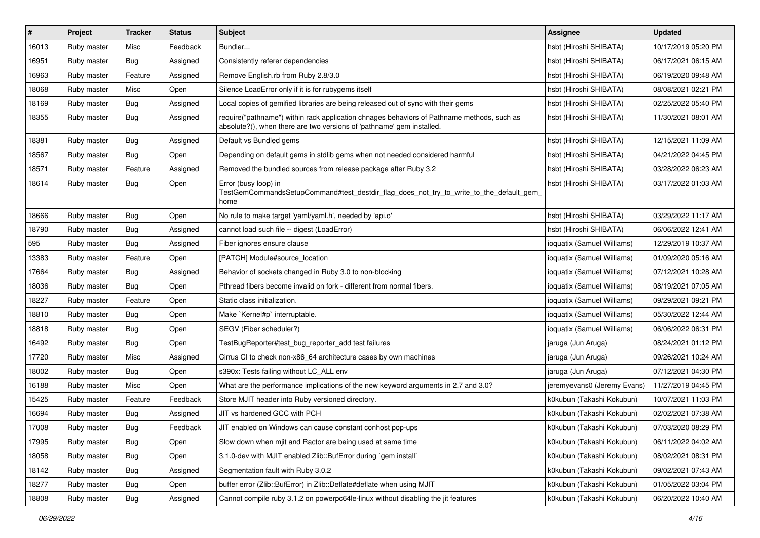| # | Project | Tracker | Status | Subject | Assignee | Updated |
|---|---|---|---|---|---|---|
| 16013 | Ruby master | Misc | Feedback | Bundler... | hsbt (Hiroshi SHIBATA) | 10/17/2019 05:20 PM |
| 16951 | Ruby master | Bug | Assigned | Consistently referer dependencies | hsbt (Hiroshi SHIBATA) | 06/17/2021 06:15 AM |
| 16963 | Ruby master | Feature | Assigned | Remove English.rb from Ruby 2.8/3.0 | hsbt (Hiroshi SHIBATA) | 06/19/2020 09:48 AM |
| 18068 | Ruby master | Misc | Open | Silence LoadError only if it is for rubygems itself | hsbt (Hiroshi SHIBATA) | 08/08/2021 02:21 PM |
| 18169 | Ruby master | Bug | Assigned | Local copies of gemified libraries are being released out of sync with their gems | hsbt (Hiroshi SHIBATA) | 02/25/2022 05:40 PM |
| 18355 | Ruby master | Bug | Assigned | require("pathname") within rack application chnages behaviors of Pathname methods, such as absolute?(), when there are two versions of 'pathname' gem installed. | hsbt (Hiroshi SHIBATA) | 11/30/2021 08:01 AM |
| 18381 | Ruby master | Bug | Assigned | Default vs Bundled gems | hsbt (Hiroshi SHIBATA) | 12/15/2021 11:09 AM |
| 18567 | Ruby master | Bug | Open | Depending on default gems in stdlib gems when not needed considered harmful | hsbt (Hiroshi SHIBATA) | 04/21/2022 04:45 PM |
| 18571 | Ruby master | Feature | Assigned | Removed the bundled sources from release package after Ruby 3.2 | hsbt (Hiroshi SHIBATA) | 03/28/2022 06:23 AM |
| 18614 | Ruby master | Bug | Open | Error (busy loop) in TestGemCommandsSetupCommand#test_destdir_flag_does_not_try_to_write_to_the_default_gem_home | hsbt (Hiroshi SHIBATA) | 03/17/2022 01:03 AM |
| 18666 | Ruby master | Bug | Open | No rule to make target 'yaml/yaml.h', needed by 'api.o' | hsbt (Hiroshi SHIBATA) | 03/29/2022 11:17 AM |
| 18790 | Ruby master | Bug | Assigned | cannot load such file -- digest (LoadError) | hsbt (Hiroshi SHIBATA) | 06/06/2022 12:41 AM |
| 595 | Ruby master | Bug | Assigned | Fiber ignores ensure clause | ioquatix (Samuel Williams) | 12/29/2019 10:37 AM |
| 13383 | Ruby master | Feature | Open | [PATCH] Module#source_location | ioquatix (Samuel Williams) | 01/09/2020 05:16 AM |
| 17664 | Ruby master | Bug | Assigned | Behavior of sockets changed in Ruby 3.0 to non-blocking | ioquatix (Samuel Williams) | 07/12/2021 10:28 AM |
| 18036 | Ruby master | Bug | Open | Pthread fibers become invalid on fork - different from normal fibers. | ioquatix (Samuel Williams) | 08/19/2021 07:05 AM |
| 18227 | Ruby master | Feature | Open | Static class initialization. | ioquatix (Samuel Williams) | 09/29/2021 09:21 PM |
| 18810 | Ruby master | Bug | Open | Make `Kernel#p` interruptable. | ioquatix (Samuel Williams) | 05/30/2022 12:44 AM |
| 18818 | Ruby master | Bug | Open | SEGV (Fiber scheduler?) | ioquatix (Samuel Williams) | 06/06/2022 06:31 PM |
| 16492 | Ruby master | Bug | Open | TestBugReporter#test_bug_reporter_add test failures | jaruga (Jun Aruga) | 08/24/2021 01:12 PM |
| 17720 | Ruby master | Misc | Assigned | Cirrus CI to check non-x86_64 architecture cases by own machines | jaruga (Jun Aruga) | 09/26/2021 10:24 AM |
| 18002 | Ruby master | Bug | Open | s390x: Tests failing without LC_ALL env | jaruga (Jun Aruga) | 07/12/2021 04:30 PM |
| 16188 | Ruby master | Misc | Open | What are the performance implications of the new keyword arguments in 2.7 and 3.0? | jeremyevans0 (Jeremy Evans) | 11/27/2019 04:45 PM |
| 15425 | Ruby master | Feature | Feedback | Store MJIT header into Ruby versioned directory. | k0kubun (Takashi Kokubun) | 10/07/2021 11:03 PM |
| 16694 | Ruby master | Bug | Assigned | JIT vs hardened GCC with PCH | k0kubun (Takashi Kokubun) | 02/02/2021 07:38 AM |
| 17008 | Ruby master | Bug | Feedback | JIT enabled on Windows can cause constant conhost pop-ups | k0kubun (Takashi Kokubun) | 07/03/2020 08:29 PM |
| 17995 | Ruby master | Bug | Open | Slow down when mjit and Ractor are being used at same time | k0kubun (Takashi Kokubun) | 06/11/2022 04:02 AM |
| 18058 | Ruby master | Bug | Open | 3.1.0-dev with MJIT enabled Zlib::BufError during `gem install` | k0kubun (Takashi Kokubun) | 08/02/2021 08:31 PM |
| 18142 | Ruby master | Bug | Assigned | Segmentation fault with Ruby 3.0.2 | k0kubun (Takashi Kokubun) | 09/02/2021 07:43 AM |
| 18277 | Ruby master | Bug | Open | buffer error (Zlib::BufError) in Zlib::Deflate#deflate when using MJIT | k0kubun (Takashi Kokubun) | 01/05/2022 03:04 PM |
| 18808 | Ruby master | Bug | Assigned | Cannot compile ruby 3.1.2 on powerpc64le-linux without disabling the jit features | k0kubun (Takashi Kokubun) | 06/20/2022 10:40 AM |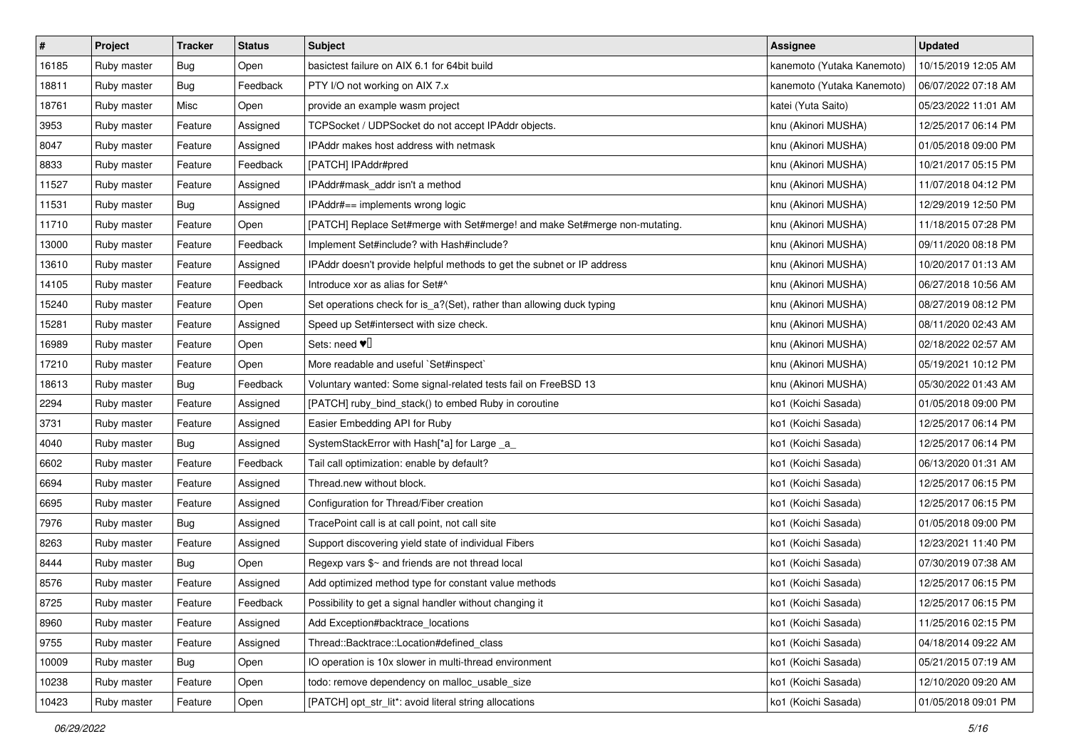| # | Project | Tracker | Status | Subject | Assignee | Updated |
|---|---|---|---|---|---|---|
| 16185 | Ruby master | Bug | Open | basictest failure on AIX 6.1 for 64bit build | kanemoto (Yutaka Kanemoto) | 10/15/2019 12:05 AM |
| 18811 | Ruby master | Bug | Feedback | PTY I/O not working on AIX 7.x | kanemoto (Yutaka Kanemoto) | 06/07/2022 07:18 AM |
| 18761 | Ruby master | Misc | Open | provide an example wasm project | katei (Yuta Saito) | 05/23/2022 11:01 AM |
| 3953 | Ruby master | Feature | Assigned | TCPSocket / UDPSocket do not accept IPAddr objects. | knu (Akinori MUSHA) | 12/25/2017 06:14 PM |
| 8047 | Ruby master | Feature | Assigned | IPAddr makes host address with netmask | knu (Akinori MUSHA) | 01/05/2018 09:00 PM |
| 8833 | Ruby master | Feature | Feedback | [PATCH] IPAddr#pred | knu (Akinori MUSHA) | 10/21/2017 05:15 PM |
| 11527 | Ruby master | Feature | Assigned | IPAddr#mask_addr isn't a method | knu (Akinori MUSHA) | 11/07/2018 04:12 PM |
| 11531 | Ruby master | Bug | Assigned | IPAddr#== implements wrong logic | knu (Akinori MUSHA) | 12/29/2019 12:50 PM |
| 11710 | Ruby master | Feature | Open | [PATCH] Replace Set#merge with Set#merge! and make Set#merge non-mutating. | knu (Akinori MUSHA) | 11/18/2015 07:28 PM |
| 13000 | Ruby master | Feature | Feedback | Implement Set#include? with Hash#include? | knu (Akinori MUSHA) | 09/11/2020 08:18 PM |
| 13610 | Ruby master | Feature | Assigned | IPAddr doesn't provide helpful methods to get the subnet or IP address | knu (Akinori MUSHA) | 10/20/2017 01:13 AM |
| 14105 | Ruby master | Feature | Feedback | Introduce xor as alias for Set#^ | knu (Akinori MUSHA) | 06/27/2018 10:56 AM |
| 15240 | Ruby master | Feature | Open | Set operations check for is_a?(Set), rather than allowing duck typing | knu (Akinori MUSHA) | 08/27/2019 08:12 PM |
| 15281 | Ruby master | Feature | Assigned | Speed up Set#intersect with size check. | knu (Akinori MUSHA) | 08/11/2020 02:43 AM |
| 16989 | Ruby master | Feature | Open | Sets: need ♥️ | knu (Akinori MUSHA) | 02/18/2022 02:57 AM |
| 17210 | Ruby master | Feature | Open | More readable and useful `Set#inspect` | knu (Akinori MUSHA) | 05/19/2021 10:12 PM |
| 18613 | Ruby master | Bug | Feedback | Voluntary wanted: Some signal-related tests fail on FreeBSD 13 | knu (Akinori MUSHA) | 05/30/2022 01:43 AM |
| 2294 | Ruby master | Feature | Assigned | [PATCH] ruby_bind_stack() to embed Ruby in coroutine | ko1 (Koichi Sasada) | 01/05/2018 09:00 PM |
| 3731 | Ruby master | Feature | Assigned | Easier Embedding API for Ruby | ko1 (Koichi Sasada) | 12/25/2017 06:14 PM |
| 4040 | Ruby master | Bug | Assigned | SystemStackError with Hash[*a] for Large _a_ | ko1 (Koichi Sasada) | 12/25/2017 06:14 PM |
| 6602 | Ruby master | Feature | Feedback | Tail call optimization: enable by default? | ko1 (Koichi Sasada) | 06/13/2020 01:31 AM |
| 6694 | Ruby master | Feature | Assigned | Thread.new without block. | ko1 (Koichi Sasada) | 12/25/2017 06:15 PM |
| 6695 | Ruby master | Feature | Assigned | Configuration for Thread/Fiber creation | ko1 (Koichi Sasada) | 12/25/2017 06:15 PM |
| 7976 | Ruby master | Bug | Assigned | TracePoint call is at call point, not call site | ko1 (Koichi Sasada) | 01/05/2018 09:00 PM |
| 8263 | Ruby master | Feature | Assigned | Support discovering yield state of individual Fibers | ko1 (Koichi Sasada) | 12/23/2021 11:40 PM |
| 8444 | Ruby master | Bug | Open | Regexp vars $~ and friends are not thread local | ko1 (Koichi Sasada) | 07/30/2019 07:38 AM |
| 8576 | Ruby master | Feature | Assigned | Add optimized method type for constant value methods | ko1 (Koichi Sasada) | 12/25/2017 06:15 PM |
| 8725 | Ruby master | Feature | Feedback | Possibility to get a signal handler without changing it | ko1 (Koichi Sasada) | 12/25/2017 06:15 PM |
| 8960 | Ruby master | Feature | Assigned | Add Exception#backtrace_locations | ko1 (Koichi Sasada) | 11/25/2016 02:15 PM |
| 9755 | Ruby master | Feature | Assigned | Thread::Backtrace::Location#defined_class | ko1 (Koichi Sasada) | 04/18/2014 09:22 AM |
| 10009 | Ruby master | Bug | Open | IO operation is 10x slower in multi-thread environment | ko1 (Koichi Sasada) | 05/21/2015 07:19 AM |
| 10238 | Ruby master | Feature | Open | todo: remove dependency on malloc_usable_size | ko1 (Koichi Sasada) | 12/10/2020 09:20 AM |
| 10423 | Ruby master | Feature | Open | [PATCH] opt_str_lit*: avoid literal string allocations | ko1 (Koichi Sasada) | 01/05/2018 09:01 PM |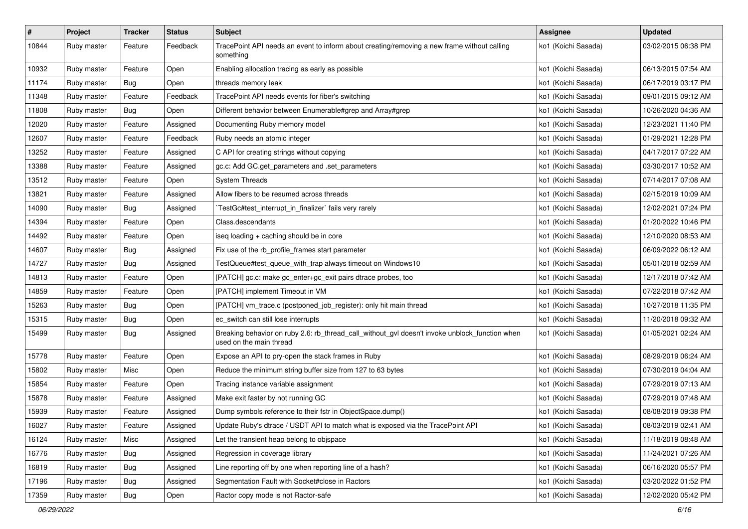| # | Project | Tracker | Status | Subject | Assignee | Updated |
|---|---|---|---|---|---|---|
| 10844 | Ruby master | Feature | Feedback | TracePoint API needs an event to inform about creating/removing a new frame without calling something | ko1 (Koichi Sasada) | 03/02/2015 06:38 PM |
| 10932 | Ruby master | Feature | Open | Enabling allocation tracing as early as possible | ko1 (Koichi Sasada) | 06/13/2015 07:54 AM |
| 11174 | Ruby master | Bug | Open | threads memory leak | ko1 (Koichi Sasada) | 06/17/2019 03:17 PM |
| 11348 | Ruby master | Feature | Feedback | TracePoint API needs events for fiber's switching | ko1 (Koichi Sasada) | 09/01/2015 09:12 AM |
| 11808 | Ruby master | Bug | Open | Different behavior between Enumerable#grep and Array#grep | ko1 (Koichi Sasada) | 10/26/2020 04:36 AM |
| 12020 | Ruby master | Feature | Assigned | Documenting Ruby memory model | ko1 (Koichi Sasada) | 12/23/2021 11:40 PM |
| 12607 | Ruby master | Feature | Feedback | Ruby needs an atomic integer | ko1 (Koichi Sasada) | 01/29/2021 12:28 PM |
| 13252 | Ruby master | Feature | Assigned | C API for creating strings without copying | ko1 (Koichi Sasada) | 04/17/2017 07:22 AM |
| 13388 | Ruby master | Feature | Assigned | gc.c: Add GC.get_parameters and .set_parameters | ko1 (Koichi Sasada) | 03/30/2017 10:52 AM |
| 13512 | Ruby master | Feature | Open | System Threads | ko1 (Koichi Sasada) | 07/14/2017 07:08 AM |
| 13821 | Ruby master | Feature | Assigned | Allow fibers to be resumed across threads | ko1 (Koichi Sasada) | 02/15/2019 10:09 AM |
| 14090 | Ruby master | Bug | Assigned | `TestGc#test_interrupt_in_finalizer` fails very rarely | ko1 (Koichi Sasada) | 12/02/2021 07:24 PM |
| 14394 | Ruby master | Feature | Open | Class.descendants | ko1 (Koichi Sasada) | 01/20/2022 10:46 PM |
| 14492 | Ruby master | Feature | Open | iseq loading + caching should be in core | ko1 (Koichi Sasada) | 12/10/2020 08:53 AM |
| 14607 | Ruby master | Bug | Assigned | Fix use of the rb_profile_frames start parameter | ko1 (Koichi Sasada) | 06/09/2022 06:12 AM |
| 14727 | Ruby master | Bug | Assigned | TestQueue#test_queue_with_trap always timeout on Windows10 | ko1 (Koichi Sasada) | 05/01/2018 02:59 AM |
| 14813 | Ruby master | Feature | Open | [PATCH] gc.c: make gc_enter+gc_exit pairs dtrace probes, too | ko1 (Koichi Sasada) | 12/17/2018 07:42 AM |
| 14859 | Ruby master | Feature | Open | [PATCH] implement Timeout in VM | ko1 (Koichi Sasada) | 07/22/2018 07:42 AM |
| 15263 | Ruby master | Bug | Open | [PATCH] vm_trace.c (postponed_job_register): only hit main thread | ko1 (Koichi Sasada) | 10/27/2018 11:35 PM |
| 15315 | Ruby master | Bug | Open | ec_switch can still lose interrupts | ko1 (Koichi Sasada) | 11/20/2018 09:32 AM |
| 15499 | Ruby master | Bug | Assigned | Breaking behavior on ruby 2.6: rb_thread_call_without_gvl doesn't invoke unblock_function when used on the main thread | ko1 (Koichi Sasada) | 01/05/2021 02:24 AM |
| 15778 | Ruby master | Feature | Open | Expose an API to pry-open the stack frames in Ruby | ko1 (Koichi Sasada) | 08/29/2019 06:24 AM |
| 15802 | Ruby master | Misc | Open | Reduce the minimum string buffer size from 127 to 63 bytes | ko1 (Koichi Sasada) | 07/30/2019 04:04 AM |
| 15854 | Ruby master | Feature | Open | Tracing instance variable assignment | ko1 (Koichi Sasada) | 07/29/2019 07:13 AM |
| 15878 | Ruby master | Feature | Assigned | Make exit faster by not running GC | ko1 (Koichi Sasada) | 07/29/2019 07:48 AM |
| 15939 | Ruby master | Feature | Assigned | Dump symbols reference to their fstr in ObjectSpace.dump() | ko1 (Koichi Sasada) | 08/08/2019 09:38 PM |
| 16027 | Ruby master | Feature | Assigned | Update Ruby's dtrace / USDT API to match what is exposed via the TracePoint API | ko1 (Koichi Sasada) | 08/03/2019 02:41 AM |
| 16124 | Ruby master | Misc | Assigned | Let the transient heap belong to objspace | ko1 (Koichi Sasada) | 11/18/2019 08:48 AM |
| 16776 | Ruby master | Bug | Assigned | Regression in coverage library | ko1 (Koichi Sasada) | 11/24/2021 07:26 AM |
| 16819 | Ruby master | Bug | Assigned | Line reporting off by one when reporting line of a hash? | ko1 (Koichi Sasada) | 06/16/2020 05:57 PM |
| 17196 | Ruby master | Bug | Assigned | Segmentation Fault with Socket#close in Ractors | ko1 (Koichi Sasada) | 03/20/2022 01:52 PM |
| 17359 | Ruby master | Bug | Open | Ractor copy mode is not Ractor-safe | ko1 (Koichi Sasada) | 12/02/2020 05:42 PM |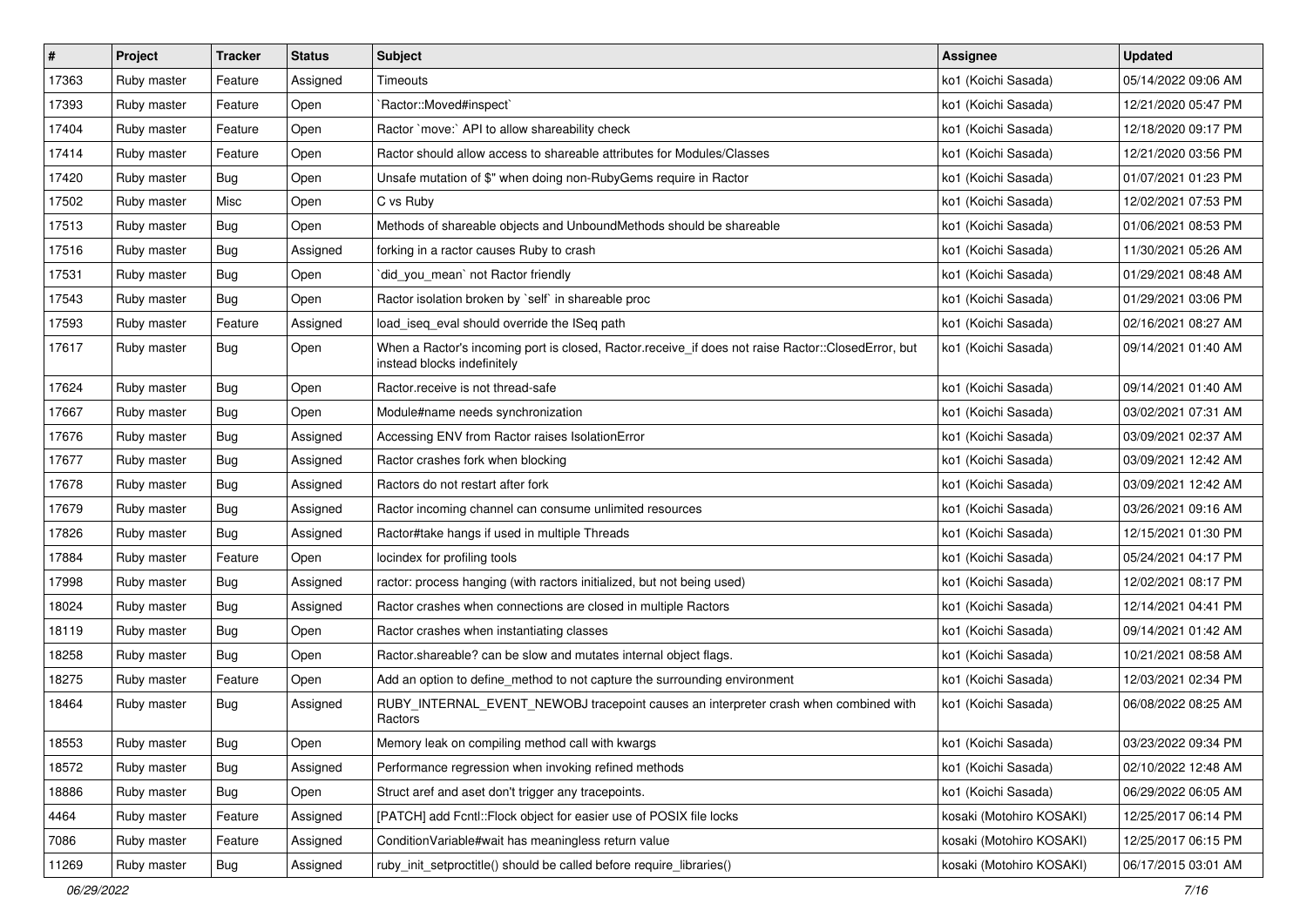| # | Project | Tracker | Status | Subject | Assignee | Updated |
|---|---|---|---|---|---|---|
| 17363 | Ruby master | Feature | Assigned | Timeouts | ko1 (Koichi Sasada) | 05/14/2022 09:06 AM |
| 17393 | Ruby master | Feature | Open | `Ractor::Moved#inspect` | ko1 (Koichi Sasada) | 12/21/2020 05:47 PM |
| 17404 | Ruby master | Feature | Open | Ractor `move:` API to allow shareability check | ko1 (Koichi Sasada) | 12/18/2020 09:17 PM |
| 17414 | Ruby master | Feature | Open | Ractor should allow access to shareable attributes for Modules/Classes | ko1 (Koichi Sasada) | 12/21/2020 03:56 PM |
| 17420 | Ruby master | Bug | Open | Unsafe mutation of $" when doing non-RubyGems require in Ractor | ko1 (Koichi Sasada) | 01/07/2021 01:23 PM |
| 17502 | Ruby master | Misc | Open | C vs Ruby | ko1 (Koichi Sasada) | 12/02/2021 07:53 PM |
| 17513 | Ruby master | Bug | Open | Methods of shareable objects and UnboundMethods should be shareable | ko1 (Koichi Sasada) | 01/06/2021 08:53 PM |
| 17516 | Ruby master | Bug | Assigned | forking in a ractor causes Ruby to crash | ko1 (Koichi Sasada) | 11/30/2021 05:26 AM |
| 17531 | Ruby master | Bug | Open | `did_you_mean` not Ractor friendly | ko1 (Koichi Sasada) | 01/29/2021 08:48 AM |
| 17543 | Ruby master | Bug | Open | Ractor isolation broken by `self` in shareable proc | ko1 (Koichi Sasada) | 01/29/2021 03:06 PM |
| 17593 | Ruby master | Feature | Assigned | load_iseq_eval should override the ISeq path | ko1 (Koichi Sasada) | 02/16/2021 08:27 AM |
| 17617 | Ruby master | Bug | Open | When a Ractor's incoming port is closed, Ractor.receive_if does not raise Ractor::ClosedError, but instead blocks indefinitely | ko1 (Koichi Sasada) | 09/14/2021 01:40 AM |
| 17624 | Ruby master | Bug | Open | Ractor.receive is not thread-safe | ko1 (Koichi Sasada) | 09/14/2021 01:40 AM |
| 17667 | Ruby master | Bug | Open | Module#name needs synchronization | ko1 (Koichi Sasada) | 03/02/2021 07:31 AM |
| 17676 | Ruby master | Bug | Assigned | Accessing ENV from Ractor raises IsolationError | ko1 (Koichi Sasada) | 03/09/2021 02:37 AM |
| 17677 | Ruby master | Bug | Assigned | Ractor crashes fork when blocking | ko1 (Koichi Sasada) | 03/09/2021 12:42 AM |
| 17678 | Ruby master | Bug | Assigned | Ractors do not restart after fork | ko1 (Koichi Sasada) | 03/09/2021 12:42 AM |
| 17679 | Ruby master | Bug | Assigned | Ractor incoming channel can consume unlimited resources | ko1 (Koichi Sasada) | 03/26/2021 09:16 AM |
| 17826 | Ruby master | Bug | Assigned | Ractor#take hangs if used in multiple Threads | ko1 (Koichi Sasada) | 12/15/2021 01:30 PM |
| 17884 | Ruby master | Feature | Open | locindex for profiling tools | ko1 (Koichi Sasada) | 05/24/2021 04:17 PM |
| 17998 | Ruby master | Bug | Assigned | ractor: process hanging (with ractors initialized, but not being used) | ko1 (Koichi Sasada) | 12/02/2021 08:17 PM |
| 18024 | Ruby master | Bug | Assigned | Ractor crashes when connections are closed in multiple Ractors | ko1 (Koichi Sasada) | 12/14/2021 04:41 PM |
| 18119 | Ruby master | Bug | Open | Ractor crashes when instantiating classes | ko1 (Koichi Sasada) | 09/14/2021 01:42 AM |
| 18258 | Ruby master | Bug | Open | Ractor.shareable? can be slow and mutates internal object flags. | ko1 (Koichi Sasada) | 10/21/2021 08:58 AM |
| 18275 | Ruby master | Feature | Open | Add an option to define_method to not capture the surrounding environment | ko1 (Koichi Sasada) | 12/03/2021 02:34 PM |
| 18464 | Ruby master | Bug | Assigned | RUBY_INTERNAL_EVENT_NEWOBJ tracepoint causes an interpreter crash when combined with Ractors | ko1 (Koichi Sasada) | 06/08/2022 08:25 AM |
| 18553 | Ruby master | Bug | Open | Memory leak on compiling method call with kwargs | ko1 (Koichi Sasada) | 03/23/2022 09:34 PM |
| 18572 | Ruby master | Bug | Assigned | Performance regression when invoking refined methods | ko1 (Koichi Sasada) | 02/10/2022 12:48 AM |
| 18886 | Ruby master | Bug | Open | Struct aref and aset don't trigger any tracepoints. | ko1 (Koichi Sasada) | 06/29/2022 06:05 AM |
| 4464 | Ruby master | Feature | Assigned | [PATCH] add Fcntl::Flock object for easier use of POSIX file locks | kosaki (Motohiro KOSAKI) | 12/25/2017 06:14 PM |
| 7086 | Ruby master | Feature | Assigned | ConditionVariable#wait has meaningless return value | kosaki (Motohiro KOSAKI) | 12/25/2017 06:15 PM |
| 11269 | Ruby master | Bug | Assigned | ruby_init_setproctitle() should be called before require_libraries() | kosaki (Motohiro KOSAKI) | 06/17/2015 03:01 AM |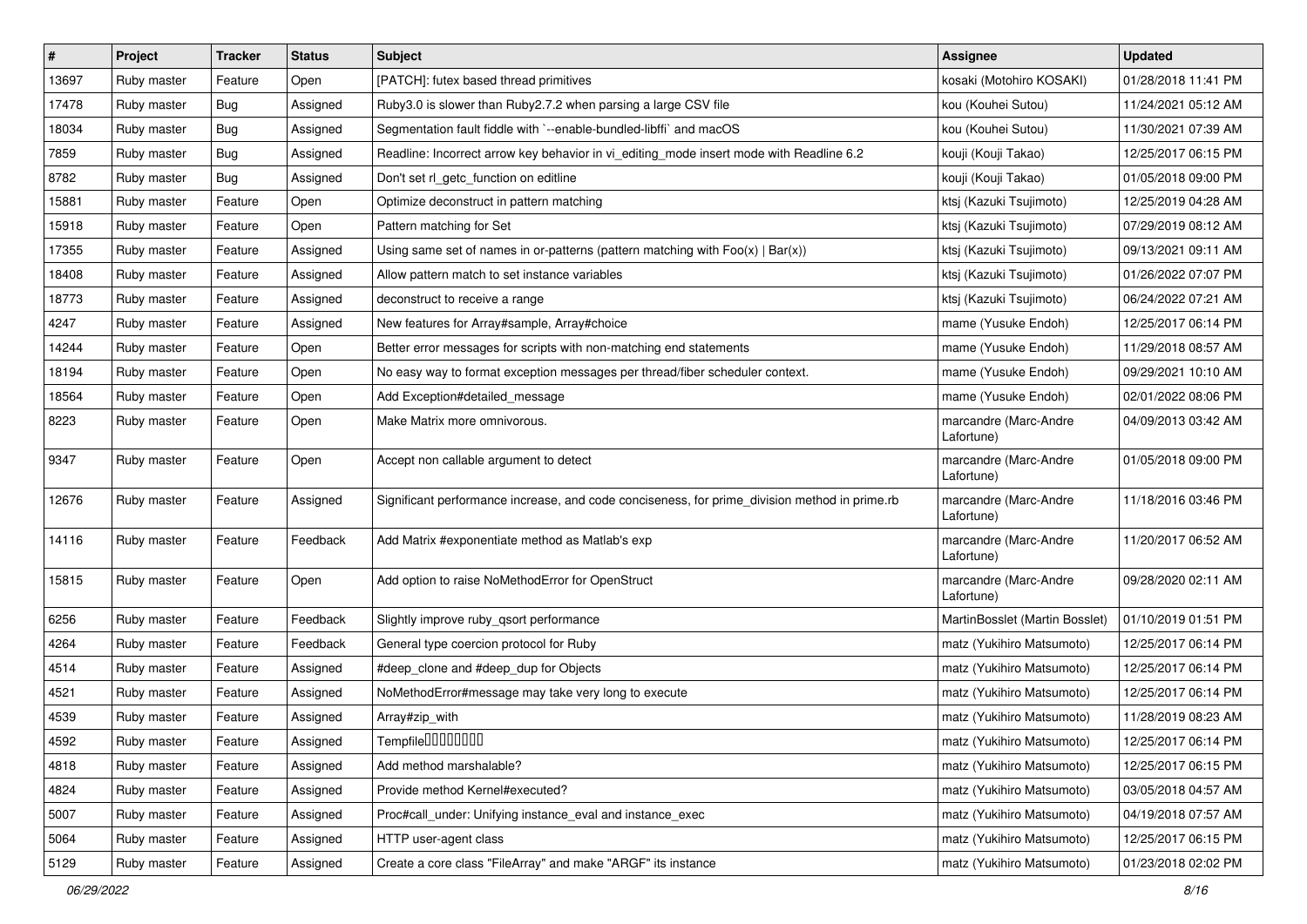| # | Project | Tracker | Status | Subject | Assignee | Updated |
|---|---|---|---|---|---|---|
| 13697 | Ruby master | Feature | Open | [PATCH]: futex based thread primitives | kosaki (Motohiro KOSAKI) | 01/28/2018 11:41 PM |
| 17478 | Ruby master | Bug | Assigned | Ruby3.0 is slower than Ruby2.7.2 when parsing a large CSV file | kou (Kouhei Sutou) | 11/24/2021 05:12 AM |
| 18034 | Ruby master | Bug | Assigned | Segmentation fault fiddle with `--enable-bundled-libffi` and macOS | kou (Kouhei Sutou) | 11/30/2021 07:39 AM |
| 7859 | Ruby master | Bug | Assigned | Readline: Incorrect arrow key behavior in vi_editing_mode insert mode with Readline 6.2 | kouji (Kouji Takao) | 12/25/2017 06:15 PM |
| 8782 | Ruby master | Bug | Assigned | Don't set rl_getc_function on editline | kouji (Kouji Takao) | 01/05/2018 09:00 PM |
| 15881 | Ruby master | Feature | Open | Optimize deconstruct in pattern matching | ktsj (Kazuki Tsujimoto) | 12/25/2019 04:28 AM |
| 15918 | Ruby master | Feature | Open | Pattern matching for Set | ktsj (Kazuki Tsujimoto) | 07/29/2019 08:12 AM |
| 17355 | Ruby master | Feature | Assigned | Using same set of names in or-patterns (pattern matching with Foo(x) \| Bar(x)) | ktsj (Kazuki Tsujimoto) | 09/13/2021 09:11 AM |
| 18408 | Ruby master | Feature | Assigned | Allow pattern match to set instance variables | ktsj (Kazuki Tsujimoto) | 01/26/2022 07:07 PM |
| 18773 | Ruby master | Feature | Assigned | deconstruct to receive a range | ktsj (Kazuki Tsujimoto) | 06/24/2022 07:21 AM |
| 4247 | Ruby master | Feature | Assigned | New features for Array#sample, Array#choice | mame (Yusuke Endoh) | 12/25/2017 06:14 PM |
| 14244 | Ruby master | Feature | Open | Better error messages for scripts with non-matching end statements | mame (Yusuke Endoh) | 11/29/2018 08:57 AM |
| 18194 | Ruby master | Feature | Open | No easy way to format exception messages per thread/fiber scheduler context. | mame (Yusuke Endoh) | 09/29/2021 10:10 AM |
| 18564 | Ruby master | Feature | Open | Add Exception#detailed_message | mame (Yusuke Endoh) | 02/01/2022 08:06 PM |
| 8223 | Ruby master | Feature | Open | Make Matrix more omnivorous. | marcandre (Marc-Andre Lafortune) | 04/09/2013 03:42 AM |
| 9347 | Ruby master | Feature | Open | Accept non callable argument to detect | marcandre (Marc-Andre Lafortune) | 01/05/2018 09:00 PM |
| 12676 | Ruby master | Feature | Assigned | Significant performance increase, and code conciseness, for prime_division method in prime.rb | marcandre (Marc-Andre Lafortune) | 11/18/2016 03:46 PM |
| 14116 | Ruby master | Feature | Feedback | Add Matrix #exponentiate method as Matlab's exp | marcandre (Marc-Andre Lafortune) | 11/20/2017 06:52 AM |
| 15815 | Ruby master | Feature | Open | Add option to raise NoMethodError for OpenStruct | marcandre (Marc-Andre Lafortune) | 09/28/2020 02:11 AM |
| 6256 | Ruby master | Feature | Feedback | Slightly improve ruby_qsort performance | MartinBosslet (Martin Bosslet) | 01/10/2019 01:51 PM |
| 4264 | Ruby master | Feature | Feedback | General type coercion protocol for Ruby | matz (Yukihiro Matsumoto) | 12/25/2017 06:14 PM |
| 4514 | Ruby master | Feature | Assigned | #deep_clone and #deep_dup for Objects | matz (Yukihiro Matsumoto) | 12/25/2017 06:14 PM |
| 4521 | Ruby master | Feature | Assigned | NoMethodError#message may take very long to execute | matz (Yukihiro Matsumoto) | 12/25/2017 06:14 PM |
| 4539 | Ruby master | Feature | Assigned | Array#zip_with | matz (Yukihiro Matsumoto) | 11/28/2019 08:23 AM |
| 4592 | Ruby master | Feature | Assigned | Tempfile□□□□□□□□ | matz (Yukihiro Matsumoto) | 12/25/2017 06:14 PM |
| 4818 | Ruby master | Feature | Assigned | Add method marshalable? | matz (Yukihiro Matsumoto) | 12/25/2017 06:15 PM |
| 4824 | Ruby master | Feature | Assigned | Provide method Kernel#executed? | matz (Yukihiro Matsumoto) | 03/05/2018 04:57 AM |
| 5007 | Ruby master | Feature | Assigned | Proc#call_under: Unifying instance_eval and instance_exec | matz (Yukihiro Matsumoto) | 04/19/2018 07:57 AM |
| 5064 | Ruby master | Feature | Assigned | HTTP user-agent class | matz (Yukihiro Matsumoto) | 12/25/2017 06:15 PM |
| 5129 | Ruby master | Feature | Assigned | Create a core class "FileArray" and make "ARGF" its instance | matz (Yukihiro Matsumoto) | 01/23/2018 02:02 PM |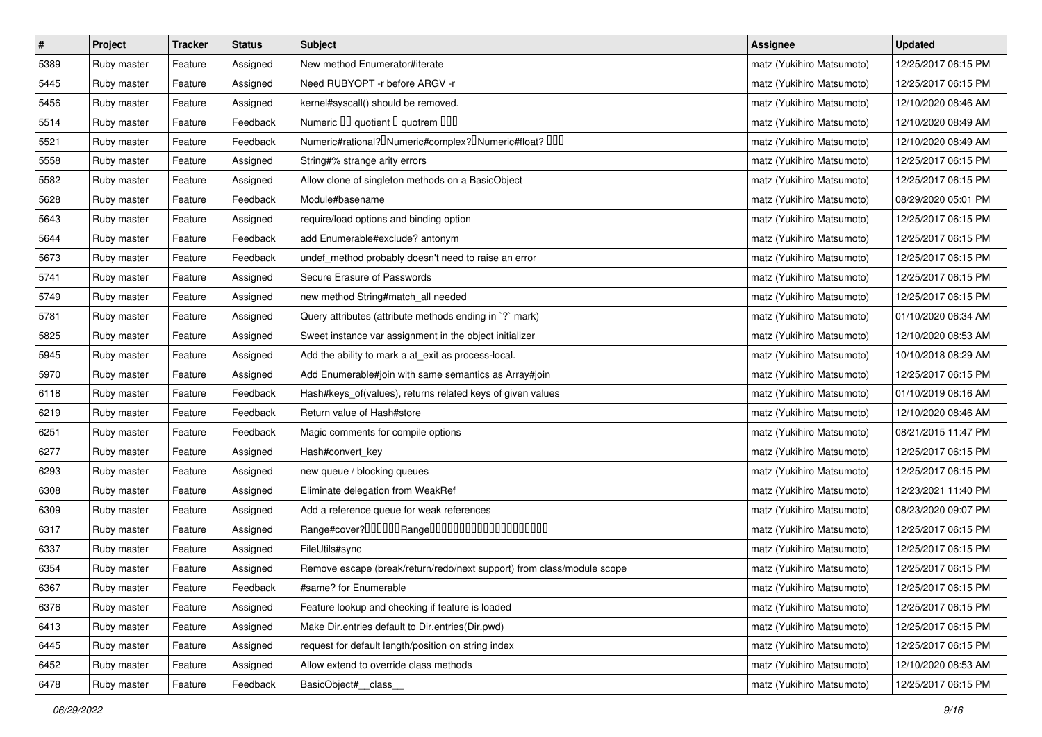| # | Project | Tracker | Status | Subject | Assignee | Updated |
|---|---|---|---|---|---|---|
| 5389 | Ruby master | Feature | Assigned | New method Enumerator#iterate | matz (Yukihiro Matsumoto) | 12/25/2017 06:15 PM |
| 5445 | Ruby master | Feature | Assigned | Need RUBYOPT -r before ARGV -r | matz (Yukihiro Matsumoto) | 12/25/2017 06:15 PM |
| 5456 | Ruby master | Feature | Assigned | kernel#syscall() should be removed. | matz (Yukihiro Matsumoto) | 12/10/2020 08:46 AM |
| 5514 | Ruby master | Feature | Feedback | Numeric �� quotient � quotrem ��� | matz (Yukihiro Matsumoto) | 12/10/2020 08:49 AM |
| 5521 | Ruby master | Feature | Feedback | Numeric#rational?�Numeric#complex?�Numeric#float? ��� | matz (Yukihiro Matsumoto) | 12/10/2020 08:49 AM |
| 5558 | Ruby master | Feature | Assigned | String#% strange arity errors | matz (Yukihiro Matsumoto) | 12/25/2017 06:15 PM |
| 5582 | Ruby master | Feature | Assigned | Allow clone of singleton methods on a BasicObject | matz (Yukihiro Matsumoto) | 12/25/2017 06:15 PM |
| 5628 | Ruby master | Feature | Feedback | Module#basename | matz (Yukihiro Matsumoto) | 08/29/2020 05:01 PM |
| 5643 | Ruby master | Feature | Assigned | require/load options and binding option | matz (Yukihiro Matsumoto) | 12/25/2017 06:15 PM |
| 5644 | Ruby master | Feature | Feedback | add Enumerable#exclude? antonym | matz (Yukihiro Matsumoto) | 12/25/2017 06:15 PM |
| 5673 | Ruby master | Feature | Feedback | undef_method probably doesn't need to raise an error | matz (Yukihiro Matsumoto) | 12/25/2017 06:15 PM |
| 5741 | Ruby master | Feature | Assigned | Secure Erasure of Passwords | matz (Yukihiro Matsumoto) | 12/25/2017 06:15 PM |
| 5749 | Ruby master | Feature | Assigned | new method String#match_all needed | matz (Yukihiro Matsumoto) | 12/25/2017 06:15 PM |
| 5781 | Ruby master | Feature | Assigned | Query attributes (attribute methods ending in `?` mark) | matz (Yukihiro Matsumoto) | 01/10/2020 06:34 AM |
| 5825 | Ruby master | Feature | Assigned | Sweet instance var assignment in the object initializer | matz (Yukihiro Matsumoto) | 12/10/2020 08:53 AM |
| 5945 | Ruby master | Feature | Assigned | Add the ability to mark a at_exit as process-local. | matz (Yukihiro Matsumoto) | 10/10/2018 08:29 AM |
| 5970 | Ruby master | Feature | Assigned | Add Enumerable#join with same semantics as Array#join | matz (Yukihiro Matsumoto) | 12/25/2017 06:15 PM |
| 6118 | Ruby master | Feature | Feedback | Hash#keys_of(values), returns related keys of given values | matz (Yukihiro Matsumoto) | 01/10/2019 08:16 AM |
| 6219 | Ruby master | Feature | Feedback | Return value of Hash#store | matz (Yukihiro Matsumoto) | 12/10/2020 08:46 AM |
| 6251 | Ruby master | Feature | Feedback | Magic comments for compile options | matz (Yukihiro Matsumoto) | 08/21/2015 11:47 PM |
| 6277 | Ruby master | Feature | Assigned | Hash#convert_key | matz (Yukihiro Matsumoto) | 12/25/2017 06:15 PM |
| 6293 | Ruby master | Feature | Assigned | new queue / blocking queues | matz (Yukihiro Matsumoto) | 12/25/2017 06:15 PM |
| 6308 | Ruby master | Feature | Assigned | Eliminate delegation from WeakRef | matz (Yukihiro Matsumoto) | 12/23/2021 11:40 PM |
| 6309 | Ruby master | Feature | Assigned | Add a reference queue for weak references | matz (Yukihiro Matsumoto) | 08/23/2020 09:07 PM |
| 6317 | Ruby master | Feature | Assigned | Range#cover?������Range�������������������� | matz (Yukihiro Matsumoto) | 12/25/2017 06:15 PM |
| 6337 | Ruby master | Feature | Assigned | FileUtils#sync | matz (Yukihiro Matsumoto) | 12/25/2017 06:15 PM |
| 6354 | Ruby master | Feature | Assigned | Remove escape (break/return/redo/next support) from class/module scope | matz (Yukihiro Matsumoto) | 12/25/2017 06:15 PM |
| 6367 | Ruby master | Feature | Feedback | #same? for Enumerable | matz (Yukihiro Matsumoto) | 12/25/2017 06:15 PM |
| 6376 | Ruby master | Feature | Assigned | Feature lookup and checking if feature is loaded | matz (Yukihiro Matsumoto) | 12/25/2017 06:15 PM |
| 6413 | Ruby master | Feature | Assigned | Make Dir.entries default to Dir.entries(Dir.pwd) | matz (Yukihiro Matsumoto) | 12/25/2017 06:15 PM |
| 6445 | Ruby master | Feature | Assigned | request for default length/position on string index | matz (Yukihiro Matsumoto) | 12/25/2017 06:15 PM |
| 6452 | Ruby master | Feature | Assigned | Allow extend to override class methods | matz (Yukihiro Matsumoto) | 12/10/2020 08:53 AM |
| 6478 | Ruby master | Feature | Feedback | BasicObject#__class__ | matz (Yukihiro Matsumoto) | 12/25/2017 06:15 PM |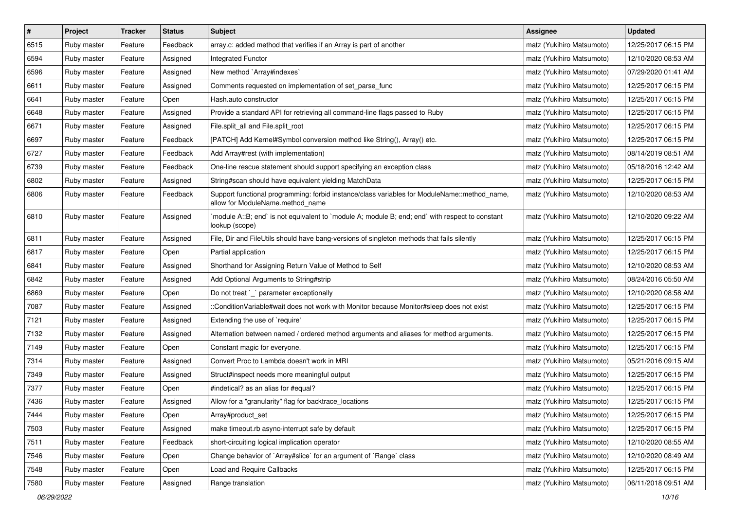| # | Project | Tracker | Status | Subject | Assignee | Updated |
|---|---|---|---|---|---|---|
| 6515 | Ruby master | Feature | Feedback | array.c: added method that verifies if an Array is part of another | matz (Yukihiro Matsumoto) | 12/25/2017 06:15 PM |
| 6594 | Ruby master | Feature | Assigned | Integrated Functor | matz (Yukihiro Matsumoto) | 12/10/2020 08:53 AM |
| 6596 | Ruby master | Feature | Assigned | New method `Array#indexes` | matz (Yukihiro Matsumoto) | 07/29/2020 01:41 AM |
| 6611 | Ruby master | Feature | Assigned | Comments requested on implementation of set_parse_func | matz (Yukihiro Matsumoto) | 12/25/2017 06:15 PM |
| 6641 | Ruby master | Feature | Open | Hash.auto constructor | matz (Yukihiro Matsumoto) | 12/25/2017 06:15 PM |
| 6648 | Ruby master | Feature | Assigned | Provide a standard API for retrieving all command-line flags passed to Ruby | matz (Yukihiro Matsumoto) | 12/25/2017 06:15 PM |
| 6671 | Ruby master | Feature | Assigned | File.split_all and File.split_root | matz (Yukihiro Matsumoto) | 12/25/2017 06:15 PM |
| 6697 | Ruby master | Feature | Feedback | [PATCH] Add Kernel#Symbol conversion method like String(), Array() etc. | matz (Yukihiro Matsumoto) | 12/25/2017 06:15 PM |
| 6727 | Ruby master | Feature | Feedback | Add Array#rest (with implementation) | matz (Yukihiro Matsumoto) | 08/14/2019 08:51 AM |
| 6739 | Ruby master | Feature | Feedback | One-line rescue statement should support specifying an exception class | matz (Yukihiro Matsumoto) | 05/18/2016 12:42 AM |
| 6802 | Ruby master | Feature | Assigned | String#scan should have equivalent yielding MatchData | matz (Yukihiro Matsumoto) | 12/25/2017 06:15 PM |
| 6806 | Ruby master | Feature | Feedback | Support functional programming: forbid instance/class variables for ModuleName::method_name, allow for ModuleName.method_name | matz (Yukihiro Matsumoto) | 12/10/2020 08:53 AM |
| 6810 | Ruby master | Feature | Assigned | `module A::B; end` is not equivalent to `module A; module B; end; end` with respect to constant lookup (scope) | matz (Yukihiro Matsumoto) | 12/10/2020 09:22 AM |
| 6811 | Ruby master | Feature | Assigned | File, Dir and FileUtils should have bang-versions of singleton methods that fails silently | matz (Yukihiro Matsumoto) | 12/25/2017 06:15 PM |
| 6817 | Ruby master | Feature | Open | Partial application | matz (Yukihiro Matsumoto) | 12/25/2017 06:15 PM |
| 6841 | Ruby master | Feature | Assigned | Shorthand for Assigning Return Value of Method to Self | matz (Yukihiro Matsumoto) | 12/10/2020 08:53 AM |
| 6842 | Ruby master | Feature | Assigned | Add Optional Arguments to String#strip | matz (Yukihiro Matsumoto) | 08/24/2016 05:50 AM |
| 6869 | Ruby master | Feature | Open | Do not treat `_` parameter exceptionally | matz (Yukihiro Matsumoto) | 12/10/2020 08:58 AM |
| 7087 | Ruby master | Feature | Assigned | ::ConditionVariable#wait does not work with Monitor because Monitor#sleep does not exist | matz (Yukihiro Matsumoto) | 12/25/2017 06:15 PM |
| 7121 | Ruby master | Feature | Assigned | Extending the use of `require' | matz (Yukihiro Matsumoto) | 12/25/2017 06:15 PM |
| 7132 | Ruby master | Feature | Assigned | Alternation between named / ordered method arguments and aliases for method arguments. | matz (Yukihiro Matsumoto) | 12/25/2017 06:15 PM |
| 7149 | Ruby master | Feature | Open | Constant magic for everyone. | matz (Yukihiro Matsumoto) | 12/25/2017 06:15 PM |
| 7314 | Ruby master | Feature | Assigned | Convert Proc to Lambda doesn't work in MRI | matz (Yukihiro Matsumoto) | 05/21/2016 09:15 AM |
| 7349 | Ruby master | Feature | Assigned | Struct#inspect needs more meaningful output | matz (Yukihiro Matsumoto) | 12/25/2017 06:15 PM |
| 7377 | Ruby master | Feature | Open | #indetical? as an alias for #equal? | matz (Yukihiro Matsumoto) | 12/25/2017 06:15 PM |
| 7436 | Ruby master | Feature | Assigned | Allow for a "granularity" flag for backtrace_locations | matz (Yukihiro Matsumoto) | 12/25/2017 06:15 PM |
| 7444 | Ruby master | Feature | Open | Array#product_set | matz (Yukihiro Matsumoto) | 12/25/2017 06:15 PM |
| 7503 | Ruby master | Feature | Assigned | make timeout.rb async-interrupt safe by default | matz (Yukihiro Matsumoto) | 12/25/2017 06:15 PM |
| 7511 | Ruby master | Feature | Feedback | short-circuiting logical implication operator | matz (Yukihiro Matsumoto) | 12/10/2020 08:55 AM |
| 7546 | Ruby master | Feature | Open | Change behavior of `Array#slice` for an argument of `Range` class | matz (Yukihiro Matsumoto) | 12/10/2020 08:49 AM |
| 7548 | Ruby master | Feature | Open | Load and Require Callbacks | matz (Yukihiro Matsumoto) | 12/25/2017 06:15 PM |
| 7580 | Ruby master | Feature | Assigned | Range translation | matz (Yukihiro Matsumoto) | 06/11/2018 09:51 AM |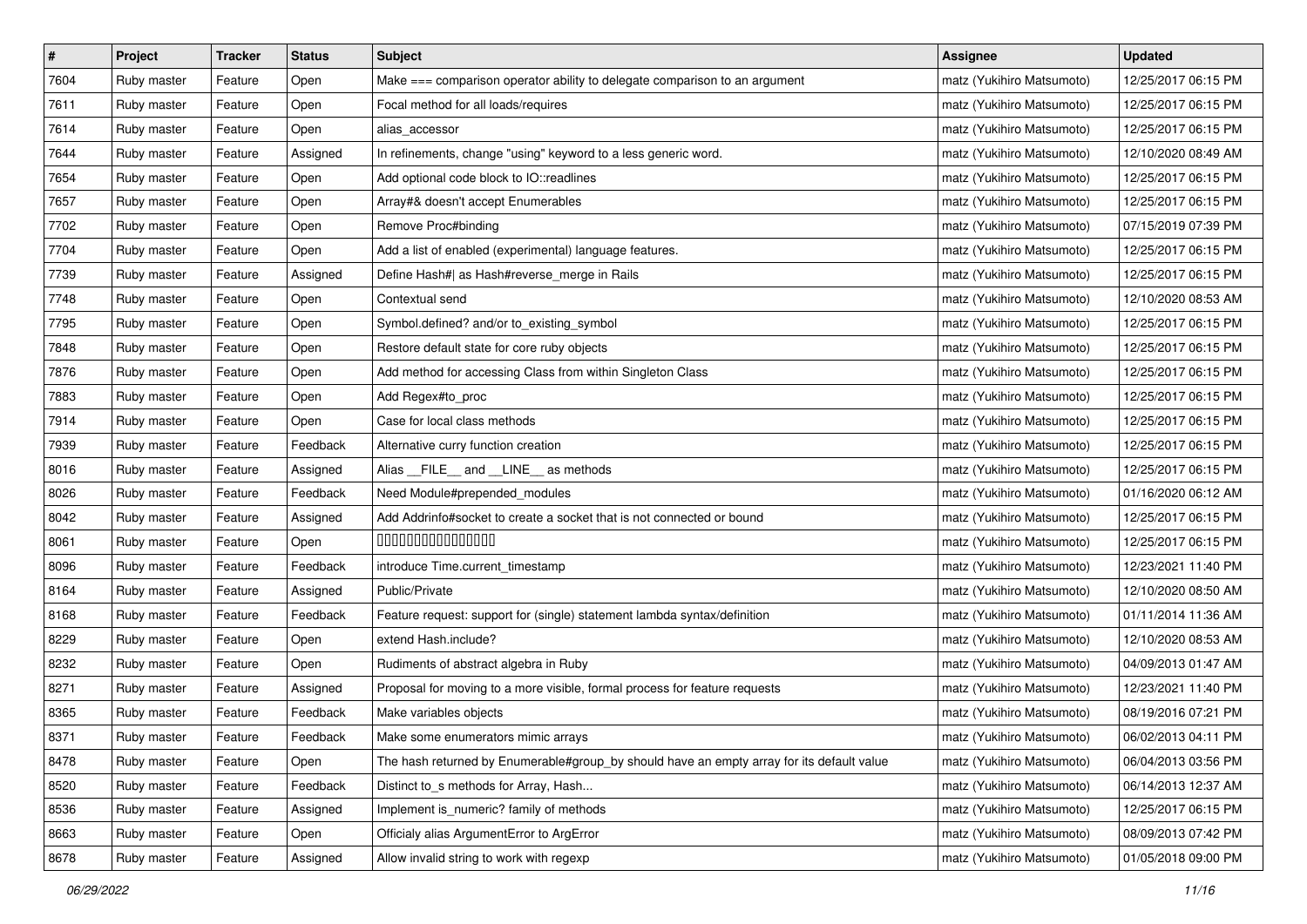| # | Project | Tracker | Status | Subject | Assignee | Updated |
|---|---|---|---|---|---|---|
| 7604 | Ruby master | Feature | Open | Make === comparison operator ability to delegate comparison to an argument | matz (Yukihiro Matsumoto) | 12/25/2017 06:15 PM |
| 7611 | Ruby master | Feature | Open | Focal method for all loads/requires | matz (Yukihiro Matsumoto) | 12/25/2017 06:15 PM |
| 7614 | Ruby master | Feature | Open | alias_accessor | matz (Yukihiro Matsumoto) | 12/25/2017 06:15 PM |
| 7644 | Ruby master | Feature | Assigned | In refinements, change "using" keyword to a less generic word. | matz (Yukihiro Matsumoto) | 12/10/2020 08:49 AM |
| 7654 | Ruby master | Feature | Open | Add optional code block to IO::readlines | matz (Yukihiro Matsumoto) | 12/25/2017 06:15 PM |
| 7657 | Ruby master | Feature | Open | Array#& doesn't accept Enumerables | matz (Yukihiro Matsumoto) | 12/25/2017 06:15 PM |
| 7702 | Ruby master | Feature | Open | Remove Proc#binding | matz (Yukihiro Matsumoto) | 07/15/2019 07:39 PM |
| 7704 | Ruby master | Feature | Open | Add a list of enabled (experimental) language features. | matz (Yukihiro Matsumoto) | 12/25/2017 06:15 PM |
| 7739 | Ruby master | Feature | Assigned | Define Hash#\| as Hash#reverse_merge in Rails | matz (Yukihiro Matsumoto) | 12/25/2017 06:15 PM |
| 7748 | Ruby master | Feature | Open | Contextual send | matz (Yukihiro Matsumoto) | 12/10/2020 08:53 AM |
| 7795 | Ruby master | Feature | Open | Symbol.defined? and/or to_existing_symbol | matz (Yukihiro Matsumoto) | 12/25/2017 06:15 PM |
| 7848 | Ruby master | Feature | Open | Restore default state for core ruby objects | matz (Yukihiro Matsumoto) | 12/25/2017 06:15 PM |
| 7876 | Ruby master | Feature | Open | Add method for accessing Class from within Singleton Class | matz (Yukihiro Matsumoto) | 12/25/2017 06:15 PM |
| 7883 | Ruby master | Feature | Open | Add Regex#to_proc | matz (Yukihiro Matsumoto) | 12/25/2017 06:15 PM |
| 7914 | Ruby master | Feature | Open | Case for local class methods | matz (Yukihiro Matsumoto) | 12/25/2017 06:15 PM |
| 7939 | Ruby master | Feature | Feedback | Alternative curry function creation | matz (Yukihiro Matsumoto) | 12/25/2017 06:15 PM |
| 8016 | Ruby master | Feature | Assigned | Alias __FILE__ and __LINE__ as methods | matz (Yukihiro Matsumoto) | 12/25/2017 06:15 PM |
| 8026 | Ruby master | Feature | Feedback | Need Module#prepended_modules | matz (Yukihiro Matsumoto) | 01/16/2020 06:12 AM |
| 8042 | Ruby master | Feature | Assigned | Add Addrinfo#socket to create a socket that is not connected or bound | matz (Yukihiro Matsumoto) | 12/25/2017 06:15 PM |
| 8061 | Ruby master | Feature | Open | 〇〇〇〇〇〇〇〇〇〇〇〇〇〇〇〇 | matz (Yukihiro Matsumoto) | 12/25/2017 06:15 PM |
| 8096 | Ruby master | Feature | Feedback | introduce Time.current_timestamp | matz (Yukihiro Matsumoto) | 12/23/2021 11:40 PM |
| 8164 | Ruby master | Feature | Assigned | Public/Private | matz (Yukihiro Matsumoto) | 12/10/2020 08:50 AM |
| 8168 | Ruby master | Feature | Feedback | Feature request: support for (single) statement lambda syntax/definition | matz (Yukihiro Matsumoto) | 01/11/2014 11:36 AM |
| 8229 | Ruby master | Feature | Open | extend Hash.include? | matz (Yukihiro Matsumoto) | 12/10/2020 08:53 AM |
| 8232 | Ruby master | Feature | Open | Rudiments of abstract algebra in Ruby | matz (Yukihiro Matsumoto) | 04/09/2013 01:47 AM |
| 8271 | Ruby master | Feature | Assigned | Proposal for moving to a more visible, formal process for feature requests | matz (Yukihiro Matsumoto) | 12/23/2021 11:40 PM |
| 8365 | Ruby master | Feature | Feedback | Make variables objects | matz (Yukihiro Matsumoto) | 08/19/2016 07:21 PM |
| 8371 | Ruby master | Feature | Feedback | Make some enumerators mimic arrays | matz (Yukihiro Matsumoto) | 06/02/2013 04:11 PM |
| 8478 | Ruby master | Feature | Open | The hash returned by Enumerable#group_by should have an empty array for its default value | matz (Yukihiro Matsumoto) | 06/04/2013 03:56 PM |
| 8520 | Ruby master | Feature | Feedback | Distinct to_s methods for Array, Hash... | matz (Yukihiro Matsumoto) | 06/14/2013 12:37 AM |
| 8536 | Ruby master | Feature | Assigned | Implement is_numeric? family of methods | matz (Yukihiro Matsumoto) | 12/25/2017 06:15 PM |
| 8663 | Ruby master | Feature | Open | Officialy alias ArgumentError to ArgError | matz (Yukihiro Matsumoto) | 08/09/2013 07:42 PM |
| 8678 | Ruby master | Feature | Assigned | Allow invalid string to work with regexp | matz (Yukihiro Matsumoto) | 01/05/2018 09:00 PM |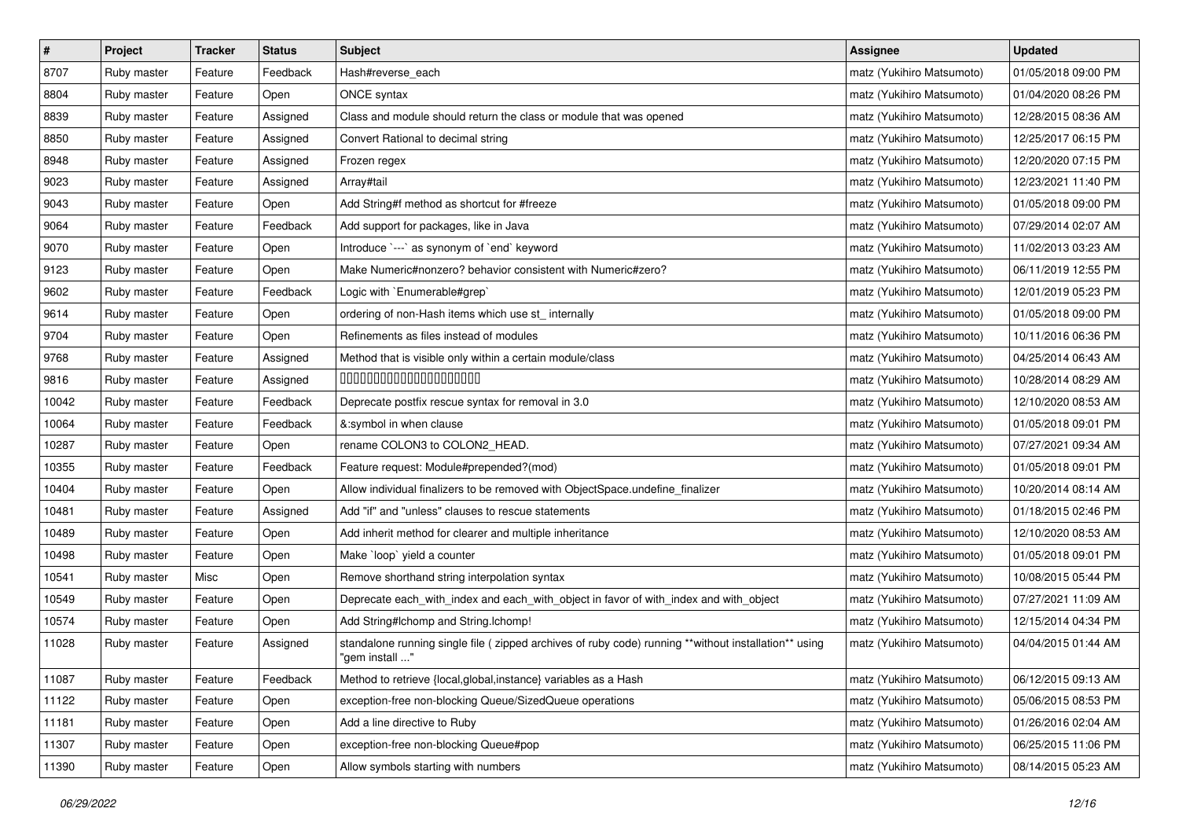| # | Project | Tracker | Status | Subject | Assignee | Updated |
|---|---|---|---|---|---|---|
| 8707 | Ruby master | Feature | Feedback | Hash#reverse_each | matz (Yukihiro Matsumoto) | 01/05/2018 09:00 PM |
| 8804 | Ruby master | Feature | Open | ONCE syntax | matz (Yukihiro Matsumoto) | 01/04/2020 08:26 PM |
| 8839 | Ruby master | Feature | Assigned | Class and module should return the class or module that was opened | matz (Yukihiro Matsumoto) | 12/28/2015 08:36 AM |
| 8850 | Ruby master | Feature | Assigned | Convert Rational to decimal string | matz (Yukihiro Matsumoto) | 12/25/2017 06:15 PM |
| 8948 | Ruby master | Feature | Assigned | Frozen regex | matz (Yukihiro Matsumoto) | 12/20/2020 07:15 PM |
| 9023 | Ruby master | Feature | Assigned | Array#tail | matz (Yukihiro Matsumoto) | 12/23/2021 11:40 PM |
| 9043 | Ruby master | Feature | Open | Add String#f method as shortcut for #freeze | matz (Yukihiro Matsumoto) | 01/05/2018 09:00 PM |
| 9064 | Ruby master | Feature | Feedback | Add support for packages, like in Java | matz (Yukihiro Matsumoto) | 07/29/2014 02:07 AM |
| 9070 | Ruby master | Feature | Open | Introduce `---` as synonym of `end` keyword | matz (Yukihiro Matsumoto) | 11/02/2013 03:23 AM |
| 9123 | Ruby master | Feature | Open | Make Numeric#nonzero? behavior consistent with Numeric#zero? | matz (Yukihiro Matsumoto) | 06/11/2019 12:55 PM |
| 9602 | Ruby master | Feature | Feedback | Logic with `Enumerable#grep` | matz (Yukihiro Matsumoto) | 12/01/2019 05:23 PM |
| 9614 | Ruby master | Feature | Open | ordering of non-Hash items which use st_ internally | matz (Yukihiro Matsumoto) | 01/05/2018 09:00 PM |
| 9704 | Ruby master | Feature | Open | Refinements as files instead of modules | matz (Yukihiro Matsumoto) | 10/11/2016 06:36 PM |
| 9768 | Ruby master | Feature | Assigned | Method that is visible only within a certain module/class | matz (Yukihiro Matsumoto) | 04/25/2014 06:43 AM |
| 9816 | Ruby master | Feature | Assigned | □□□□□□□□□□□□□□□□□□□□□□ | matz (Yukihiro Matsumoto) | 10/28/2014 08:29 AM |
| 10042 | Ruby master | Feature | Feedback | Deprecate postfix rescue syntax for removal in 3.0 | matz (Yukihiro Matsumoto) | 12/10/2020 08:53 AM |
| 10064 | Ruby master | Feature | Feedback | &:symbol in when clause | matz (Yukihiro Matsumoto) | 01/05/2018 09:01 PM |
| 10287 | Ruby master | Feature | Open | rename COLON3 to COLON2_HEAD. | matz (Yukihiro Matsumoto) | 07/27/2021 09:34 AM |
| 10355 | Ruby master | Feature | Feedback | Feature request: Module#prepended?(mod) | matz (Yukihiro Matsumoto) | 01/05/2018 09:01 PM |
| 10404 | Ruby master | Feature | Open | Allow individual finalizers to be removed with ObjectSpace.undefine_finalizer | matz (Yukihiro Matsumoto) | 10/20/2014 08:14 AM |
| 10481 | Ruby master | Feature | Assigned | Add "if" and "unless" clauses to rescue statements | matz (Yukihiro Matsumoto) | 01/18/2015 02:46 PM |
| 10489 | Ruby master | Feature | Open | Add inherit method for clearer and multiple inheritance | matz (Yukihiro Matsumoto) | 12/10/2020 08:53 AM |
| 10498 | Ruby master | Feature | Open | Make `loop` yield a counter | matz (Yukihiro Matsumoto) | 01/05/2018 09:01 PM |
| 10541 | Ruby master | Misc | Open | Remove shorthand string interpolation syntax | matz (Yukihiro Matsumoto) | 10/08/2015 05:44 PM |
| 10549 | Ruby master | Feature | Open | Deprecate each_with_index and each_with_object in favor of with_index and with_object | matz (Yukihiro Matsumoto) | 07/27/2021 11:09 AM |
| 10574 | Ruby master | Feature | Open | Add String#lchomp and String.lchomp! | matz (Yukihiro Matsumoto) | 12/15/2014 04:34 PM |
| 11028 | Ruby master | Feature | Assigned | standalone running single file ( zipped archives of ruby code) running **without installation** using "gem install ..." | matz (Yukihiro Matsumoto) | 04/04/2015 01:44 AM |
| 11087 | Ruby master | Feature | Feedback | Method to retrieve {local,global,instance} variables as a Hash | matz (Yukihiro Matsumoto) | 06/12/2015 09:13 AM |
| 11122 | Ruby master | Feature | Open | exception-free non-blocking Queue/SizedQueue operations | matz (Yukihiro Matsumoto) | 05/06/2015 08:53 PM |
| 11181 | Ruby master | Feature | Open | Add a line directive to Ruby | matz (Yukihiro Matsumoto) | 01/26/2016 02:04 AM |
| 11307 | Ruby master | Feature | Open | exception-free non-blocking Queue#pop | matz (Yukihiro Matsumoto) | 06/25/2015 11:06 PM |
| 11390 | Ruby master | Feature | Open | Allow symbols starting with numbers | matz (Yukihiro Matsumoto) | 08/14/2015 05:23 AM |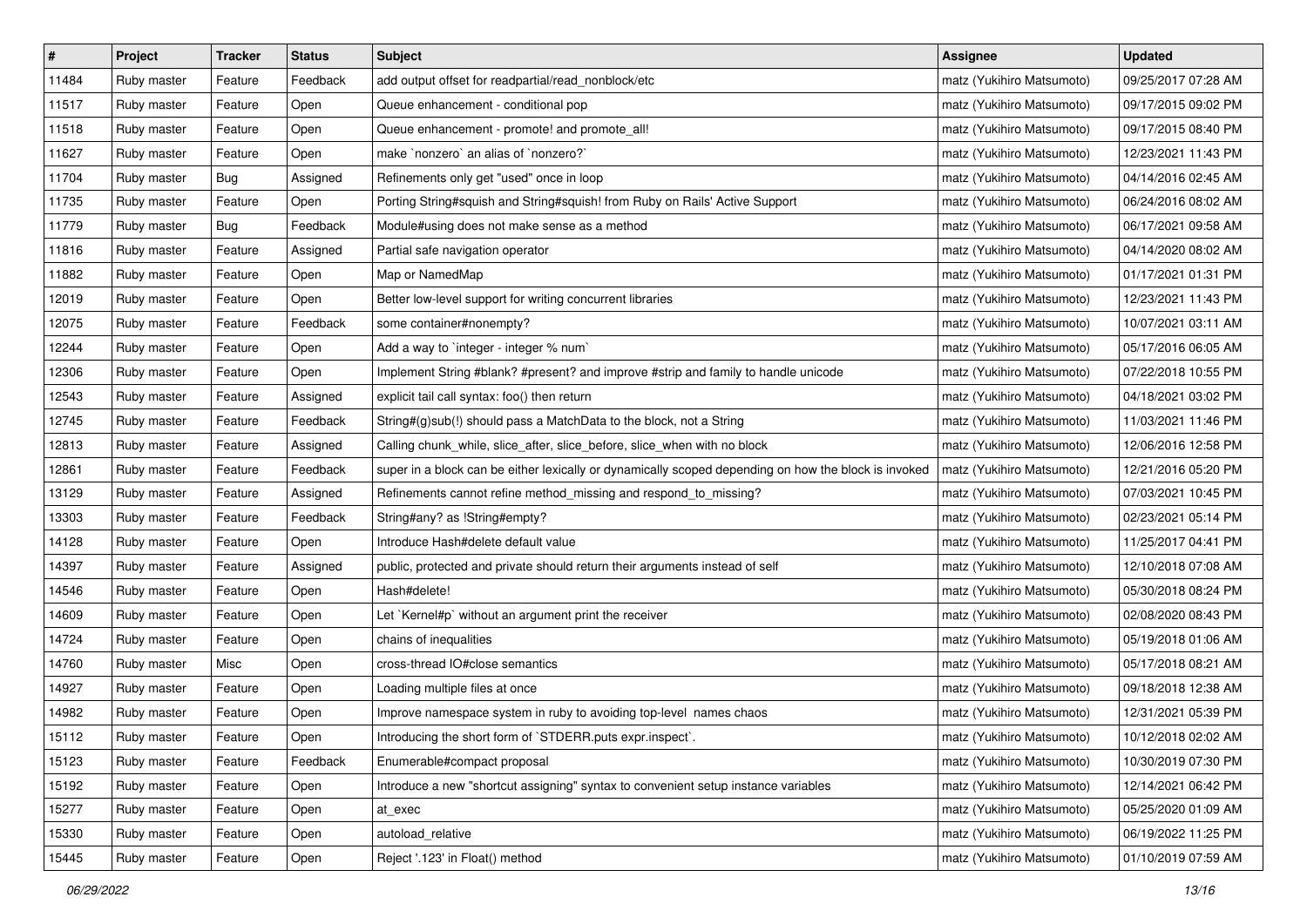| # | Project | Tracker | Status | Subject | Assignee | Updated |
|---|---|---|---|---|---|---|
| 11484 | Ruby master | Feature | Feedback | add output offset for readpartial/read_nonblock/etc | matz (Yukihiro Matsumoto) | 09/25/2017 07:28 AM |
| 11517 | Ruby master | Feature | Open | Queue enhancement - conditional pop | matz (Yukihiro Matsumoto) | 09/17/2015 09:02 PM |
| 11518 | Ruby master | Feature | Open | Queue enhancement - promote! and promote_all! | matz (Yukihiro Matsumoto) | 09/17/2015 08:40 PM |
| 11627 | Ruby master | Feature | Open | make `nonzero` an alias of `nonzero?` | matz (Yukihiro Matsumoto) | 12/23/2021 11:43 PM |
| 11704 | Ruby master | Bug | Assigned | Refinements only get "used" once in loop | matz (Yukihiro Matsumoto) | 04/14/2016 02:45 AM |
| 11735 | Ruby master | Feature | Open | Porting String#squish and String#squish! from Ruby on Rails' Active Support | matz (Yukihiro Matsumoto) | 06/24/2016 08:02 AM |
| 11779 | Ruby master | Bug | Feedback | Module#using does not make sense as a method | matz (Yukihiro Matsumoto) | 06/17/2021 09:58 AM |
| 11816 | Ruby master | Feature | Assigned | Partial safe navigation operator | matz (Yukihiro Matsumoto) | 04/14/2020 08:02 AM |
| 11882 | Ruby master | Feature | Open | Map or NamedMap | matz (Yukihiro Matsumoto) | 01/17/2021 01:31 PM |
| 12019 | Ruby master | Feature | Open | Better low-level support for writing concurrent libraries | matz (Yukihiro Matsumoto) | 12/23/2021 11:43 PM |
| 12075 | Ruby master | Feature | Feedback | some container#nonempty? | matz (Yukihiro Matsumoto) | 10/07/2021 03:11 AM |
| 12244 | Ruby master | Feature | Open | Add a way to `integer - integer % num` | matz (Yukihiro Matsumoto) | 05/17/2016 06:05 AM |
| 12306 | Ruby master | Feature | Open | Implement String #blank? #present? and improve #strip and family to handle unicode | matz (Yukihiro Matsumoto) | 07/22/2018 10:55 PM |
| 12543 | Ruby master | Feature | Assigned | explicit tail call syntax: foo() then return | matz (Yukihiro Matsumoto) | 04/18/2021 03:02 PM |
| 12745 | Ruby master | Feature | Feedback | String#(g)sub(!) should pass a MatchData to the block, not a String | matz (Yukihiro Matsumoto) | 11/03/2021 11:46 PM |
| 12813 | Ruby master | Feature | Assigned | Calling chunk_while, slice_after, slice_before, slice_when with no block | matz (Yukihiro Matsumoto) | 12/06/2016 12:58 PM |
| 12861 | Ruby master | Feature | Feedback | super in a block can be either lexically or dynamically scoped depending on how the block is invoked | matz (Yukihiro Matsumoto) | 12/21/2016 05:20 PM |
| 13129 | Ruby master | Feature | Assigned | Refinements cannot refine method_missing and respond_to_missing? | matz (Yukihiro Matsumoto) | 07/03/2021 10:45 PM |
| 13303 | Ruby master | Feature | Feedback | String#any? as !String#empty? | matz (Yukihiro Matsumoto) | 02/23/2021 05:14 PM |
| 14128 | Ruby master | Feature | Open | Introduce Hash#delete default value | matz (Yukihiro Matsumoto) | 11/25/2017 04:41 PM |
| 14397 | Ruby master | Feature | Assigned | public, protected and private should return their arguments instead of self | matz (Yukihiro Matsumoto) | 12/10/2018 07:08 AM |
| 14546 | Ruby master | Feature | Open | Hash#delete! | matz (Yukihiro Matsumoto) | 05/30/2018 08:24 PM |
| 14609 | Ruby master | Feature | Open | Let `Kernel#p` without an argument print the receiver | matz (Yukihiro Matsumoto) | 02/08/2020 08:43 PM |
| 14724 | Ruby master | Feature | Open | chains of inequalities | matz (Yukihiro Matsumoto) | 05/19/2018 01:06 AM |
| 14760 | Ruby master | Misc | Open | cross-thread IO#close semantics | matz (Yukihiro Matsumoto) | 05/17/2018 08:21 AM |
| 14927 | Ruby master | Feature | Open | Loading multiple files at once | matz (Yukihiro Matsumoto) | 09/18/2018 12:38 AM |
| 14982 | Ruby master | Feature | Open | Improve namespace system in ruby to avoiding top-level names chaos | matz (Yukihiro Matsumoto) | 12/31/2021 05:39 PM |
| 15112 | Ruby master | Feature | Open | Introducing the short form of `STDERR.puts expr.inspect`. | matz (Yukihiro Matsumoto) | 10/12/2018 02:02 AM |
| 15123 | Ruby master | Feature | Feedback | Enumerable#compact proposal | matz (Yukihiro Matsumoto) | 10/30/2019 07:30 PM |
| 15192 | Ruby master | Feature | Open | Introduce a new "shortcut assigning" syntax to convenient setup instance variables | matz (Yukihiro Matsumoto) | 12/14/2021 06:42 PM |
| 15277 | Ruby master | Feature | Open | at_exec | matz (Yukihiro Matsumoto) | 05/25/2020 01:09 AM |
| 15330 | Ruby master | Feature | Open | autoload_relative | matz (Yukihiro Matsumoto) | 06/19/2022 11:25 PM |
| 15445 | Ruby master | Feature | Open | Reject '.123' in Float() method | matz (Yukihiro Matsumoto) | 01/10/2019 07:59 AM |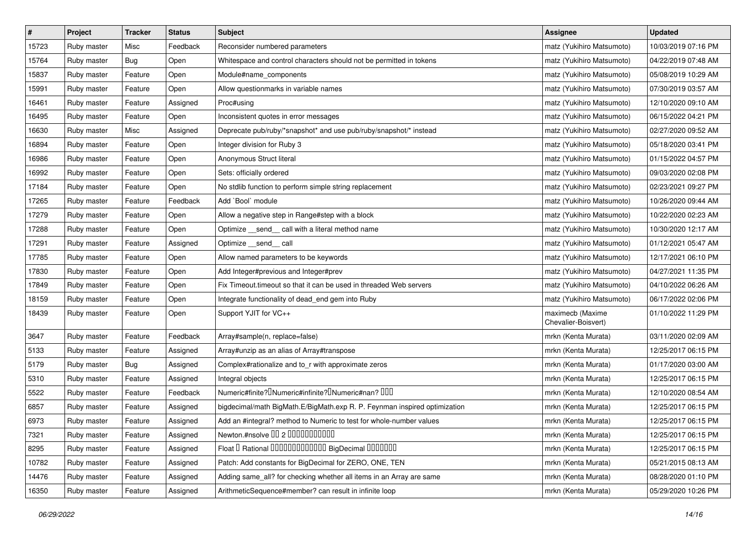| # | Project | Tracker | Status | Subject | Assignee | Updated |
|---|---|---|---|---|---|---|
| 15723 | Ruby master | Misc | Feedback | Reconsider numbered parameters | matz (Yukihiro Matsumoto) | 10/03/2019 07:16 PM |
| 15764 | Ruby master | Bug | Open | Whitespace and control characters should not be permitted in tokens | matz (Yukihiro Matsumoto) | 04/22/2019 07:48 AM |
| 15837 | Ruby master | Feature | Open | Module#name_components | matz (Yukihiro Matsumoto) | 05/08/2019 10:29 AM |
| 15991 | Ruby master | Feature | Open | Allow questionmarks in variable names | matz (Yukihiro Matsumoto) | 07/30/2019 03:57 AM |
| 16461 | Ruby master | Feature | Assigned | Proc#using | matz (Yukihiro Matsumoto) | 12/10/2020 09:10 AM |
| 16495 | Ruby master | Feature | Open | Inconsistent quotes in error messages | matz (Yukihiro Matsumoto) | 06/15/2022 04:21 PM |
| 16630 | Ruby master | Misc | Assigned | Deprecate pub/ruby/*snapshot* and use pub/ruby/snapshot/* instead | matz (Yukihiro Matsumoto) | 02/27/2020 09:52 AM |
| 16894 | Ruby master | Feature | Open | Integer division for Ruby 3 | matz (Yukihiro Matsumoto) | 05/18/2020 03:41 PM |
| 16986 | Ruby master | Feature | Open | Anonymous Struct literal | matz (Yukihiro Matsumoto) | 01/15/2022 04:57 PM |
| 16992 | Ruby master | Feature | Open | Sets: officially ordered | matz (Yukihiro Matsumoto) | 09/03/2020 02:08 PM |
| 17184 | Ruby master | Feature | Open | No stdlib function to perform simple string replacement | matz (Yukihiro Matsumoto) | 02/23/2021 09:27 PM |
| 17265 | Ruby master | Feature | Feedback | Add `Bool` module | matz (Yukihiro Matsumoto) | 10/26/2020 09:44 AM |
| 17279 | Ruby master | Feature | Open | Allow a negative step in Range#step with a block | matz (Yukihiro Matsumoto) | 10/22/2020 02:23 AM |
| 17288 | Ruby master | Feature | Open | Optimize __send__ call with a literal method name | matz (Yukihiro Matsumoto) | 10/30/2020 12:17 AM |
| 17291 | Ruby master | Feature | Assigned | Optimize __send__ call | matz (Yukihiro Matsumoto) | 01/12/2021 05:47 AM |
| 17785 | Ruby master | Feature | Open | Allow named parameters to be keywords | matz (Yukihiro Matsumoto) | 12/17/2021 06:10 PM |
| 17830 | Ruby master | Feature | Open | Add Integer#previous and Integer#prev | matz (Yukihiro Matsumoto) | 04/27/2021 11:35 PM |
| 17849 | Ruby master | Feature | Open | Fix Timeout.timeout so that it can be used in threaded Web servers | matz (Yukihiro Matsumoto) | 04/10/2022 06:26 AM |
| 18159 | Ruby master | Feature | Open | Integrate functionality of dead_end gem into Ruby | matz (Yukihiro Matsumoto) | 06/17/2022 02:06 PM |
| 18439 | Ruby master | Feature | Open | Support YJIT for VC++ | maximecb (Maxime Chevalier-Boisvert) | 01/10/2022 11:29 PM |
| 3647 | Ruby master | Feature | Feedback | Array#sample(n, replace=false) | mrkn (Kenta Murata) | 03/11/2020 02:09 AM |
| 5133 | Ruby master | Feature | Assigned | Array#unzip as an alias of Array#transpose | mrkn (Kenta Murata) | 12/25/2017 06:15 PM |
| 5179 | Ruby master | Bug | Assigned | Complex#rationalize and to_r with approximate zeros | mrkn (Kenta Murata) | 01/17/2020 03:00 AM |
| 5310 | Ruby master | Feature | Assigned | Integral objects | mrkn (Kenta Murata) | 12/25/2017 06:15 PM |
| 5522 | Ruby master | Feature | Feedback | Numeric#finite?�Numeric#infinite?�Numeric#nan? ��� | mrkn (Kenta Murata) | 12/10/2020 08:54 AM |
| 6857 | Ruby master | Feature | Assigned | bigdecimal/math BigMath.E/BigMath.exp R. P. Feynman inspired optimization | mrkn (Kenta Murata) | 12/25/2017 06:15 PM |
| 6973 | Ruby master | Feature | Assigned | Add an #integral? method to Numeric to test for whole-number values | mrkn (Kenta Murata) | 12/25/2017 06:15 PM |
| 7321 | Ruby master | Feature | Assigned | Newton.#nsolve �� 2 ����������� | mrkn (Kenta Murata) | 12/25/2017 06:15 PM |
| 8295 | Ruby master | Feature | Assigned | Float � Rational ������������� BigDecimal ������� | mrkn (Kenta Murata) | 12/25/2017 06:15 PM |
| 10782 | Ruby master | Feature | Assigned | Patch: Add constants for BigDecimal for ZERO, ONE, TEN | mrkn (Kenta Murata) | 05/21/2015 08:13 AM |
| 14476 | Ruby master | Feature | Assigned | Adding same_all? for checking whether all items in an Array are same | mrkn (Kenta Murata) | 08/28/2020 01:10 PM |
| 16350 | Ruby master | Feature | Assigned | ArithmeticSequence#member? can result in infinite loop | mrkn (Kenta Murata) | 05/29/2020 10:26 PM |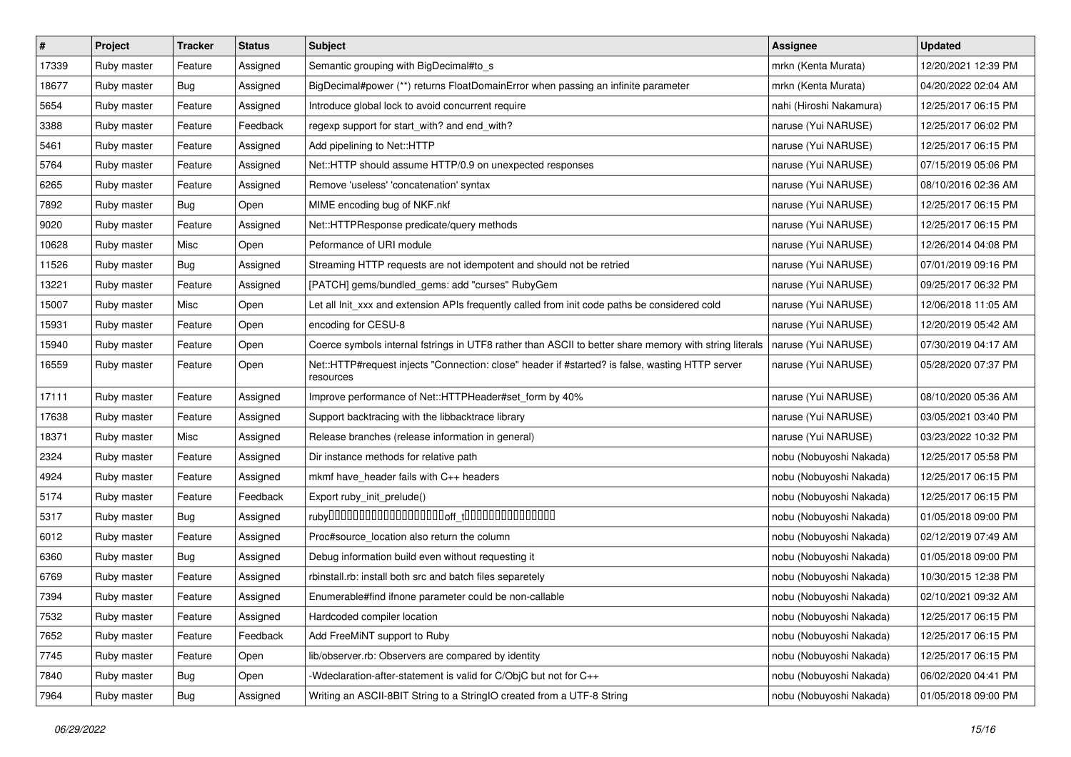| # | Project | Tracker | Status | Subject | Assignee | Updated |
|---|---|---|---|---|---|---|
| 17339 | Ruby master | Feature | Assigned | Semantic grouping with BigDecimal#to_s | mrkn (Kenta Murata) | 12/20/2021 12:39 PM |
| 18677 | Ruby master | Bug | Assigned | BigDecimal#power (**) returns FloatDomainError when passing an infinite parameter | mrkn (Kenta Murata) | 04/20/2022 02:04 AM |
| 5654 | Ruby master | Feature | Assigned | Introduce global lock to avoid concurrent require | nahi (Hiroshi Nakamura) | 12/25/2017 06:15 PM |
| 3388 | Ruby master | Feature | Feedback | regexp support for start_with? and end_with? | naruse (Yui NARUSE) | 12/25/2017 06:02 PM |
| 5461 | Ruby master | Feature | Assigned | Add pipelining to Net::HTTP | naruse (Yui NARUSE) | 12/25/2017 06:15 PM |
| 5764 | Ruby master | Feature | Assigned | Net::HTTP should assume HTTP/0.9 on unexpected responses | naruse (Yui NARUSE) | 07/15/2019 05:06 PM |
| 6265 | Ruby master | Feature | Assigned | Remove 'useless' 'concatenation' syntax | naruse (Yui NARUSE) | 08/10/2016 02:36 AM |
| 7892 | Ruby master | Bug | Open | MIME encoding bug of NKF.nkf | naruse (Yui NARUSE) | 12/25/2017 06:15 PM |
| 9020 | Ruby master | Feature | Assigned | Net::HTTPResponse predicate/query methods | naruse (Yui NARUSE) | 12/25/2017 06:15 PM |
| 10628 | Ruby master | Misc | Open | Peformance of URI module | naruse (Yui NARUSE) | 12/26/2014 04:08 PM |
| 11526 | Ruby master | Bug | Assigned | Streaming HTTP requests are not idempotent and should not be retried | naruse (Yui NARUSE) | 07/01/2019 09:16 PM |
| 13221 | Ruby master | Feature | Assigned | [PATCH] gems/bundled_gems: add "curses" RubyGem | naruse (Yui NARUSE) | 09/25/2017 06:32 PM |
| 15007 | Ruby master | Misc | Open | Let all Init_xxx and extension APIs frequently called from init code paths be considered cold | naruse (Yui NARUSE) | 12/06/2018 11:05 AM |
| 15931 | Ruby master | Feature | Open | encoding for CESU-8 | naruse (Yui NARUSE) | 12/20/2019 05:42 AM |
| 15940 | Ruby master | Feature | Open | Coerce symbols internal fstrings in UTF8 rather than ASCII to better share memory with string literals | naruse (Yui NARUSE) | 07/30/2019 04:17 AM |
| 16559 | Ruby master | Feature | Open | Net::HTTP#request injects "Connection: close" header if #started? is false, wasting HTTP server resources | naruse (Yui NARUSE) | 05/28/2020 07:37 PM |
| 17111 | Ruby master | Feature | Assigned | Improve performance of Net::HTTPHeader#set_form by 40% | naruse (Yui NARUSE) | 08/10/2020 05:36 AM |
| 17638 | Ruby master | Feature | Assigned | Support backtracing with the libbacktrace library | naruse (Yui NARUSE) | 03/05/2021 03:40 PM |
| 18371 | Ruby master | Misc | Assigned | Release branches (release information in general) | naruse (Yui NARUSE) | 03/23/2022 10:32 PM |
| 2324 | Ruby master | Feature | Assigned | Dir instance methods for relative path | nobu (Nobuyoshi Nakada) | 12/25/2017 05:58 PM |
| 4924 | Ruby master | Feature | Assigned | mkmf have_header fails with C++ headers | nobu (Nobuyoshi Nakada) | 12/25/2017 06:15 PM |
| 5174 | Ruby master | Feature | Feedback | Export ruby_init_prelude() | nobu (Nobuyoshi Nakada) | 12/25/2017 06:15 PM |
| 5317 | Ruby master | Bug | Assigned | ruby□□□□□□□□□□□□□□□□□□□off_t□□□□□□□□□□□□□□□ | nobu (Nobuyoshi Nakada) | 01/05/2018 09:00 PM |
| 6012 | Ruby master | Feature | Assigned | Proc#source_location also return the column | nobu (Nobuyoshi Nakada) | 02/12/2019 07:49 AM |
| 6360 | Ruby master | Bug | Assigned | Debug information build even without requesting it | nobu (Nobuyoshi Nakada) | 01/05/2018 09:00 PM |
| 6769 | Ruby master | Feature | Assigned | rbinstall.rb: install both src and batch files separetely | nobu (Nobuyoshi Nakada) | 10/30/2015 12:38 PM |
| 7394 | Ruby master | Feature | Assigned | Enumerable#find ifnone parameter could be non-callable | nobu (Nobuyoshi Nakada) | 02/10/2021 09:32 AM |
| 7532 | Ruby master | Feature | Assigned | Hardcoded compiler location | nobu (Nobuyoshi Nakada) | 12/25/2017 06:15 PM |
| 7652 | Ruby master | Feature | Feedback | Add FreeMiNT support to Ruby | nobu (Nobuyoshi Nakada) | 12/25/2017 06:15 PM |
| 7745 | Ruby master | Feature | Open | lib/observer.rb: Observers are compared by identity | nobu (Nobuyoshi Nakada) | 12/25/2017 06:15 PM |
| 7840 | Ruby master | Bug | Open | -Wdeclaration-after-statement is valid for C/ObjC but not for C++ | nobu (Nobuyoshi Nakada) | 06/02/2020 04:41 PM |
| 7964 | Ruby master | Bug | Assigned | Writing an ASCII-8BIT String to a StringIO created from a UTF-8 String | nobu (Nobuyoshi Nakada) | 01/05/2018 09:00 PM |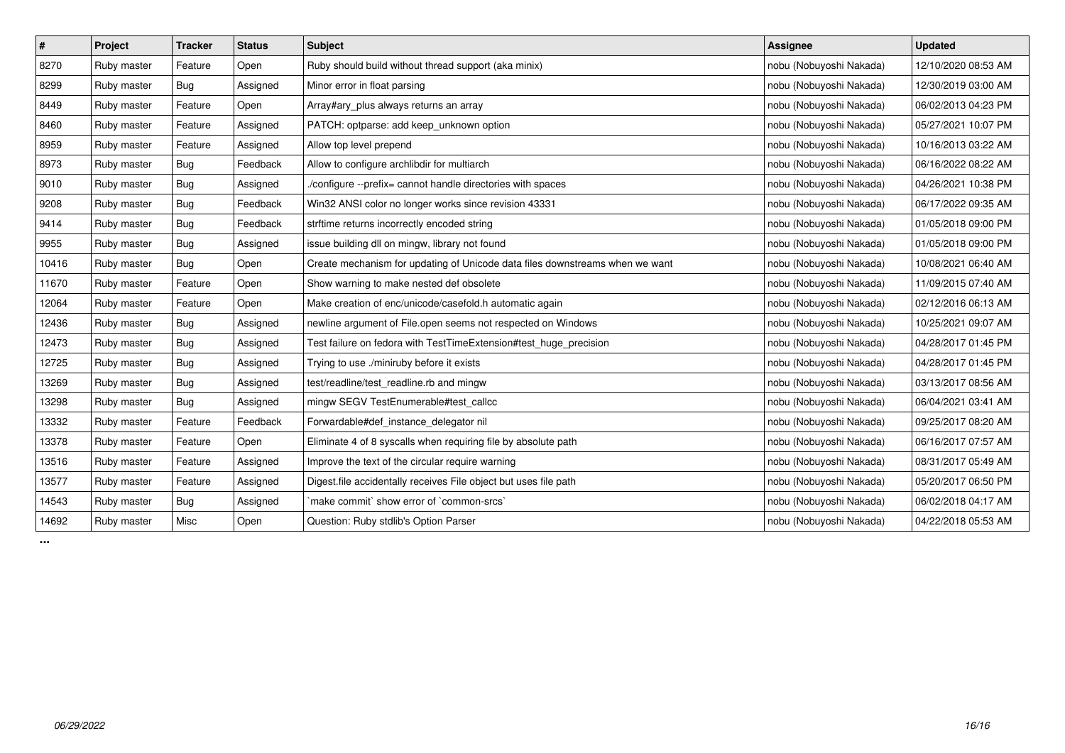| # | Project | Tracker | Status | Subject | Assignee | Updated |
| --- | --- | --- | --- | --- | --- | --- |
| 8270 | Ruby master | Feature | Open | Ruby should build without thread support (aka minix) | nobu (Nobuyoshi Nakada) | 12/10/2020 08:53 AM |
| 8299 | Ruby master | Bug | Assigned | Minor error in float parsing | nobu (Nobuyoshi Nakada) | 12/30/2019 03:00 AM |
| 8449 | Ruby master | Feature | Open | Array#ary_plus always returns an array | nobu (Nobuyoshi Nakada) | 06/02/2013 04:23 PM |
| 8460 | Ruby master | Feature | Assigned | PATCH: optparse: add keep_unknown option | nobu (Nobuyoshi Nakada) | 05/27/2021 10:07 PM |
| 8959 | Ruby master | Feature | Assigned | Allow top level prepend | nobu (Nobuyoshi Nakada) | 10/16/2013 03:22 AM |
| 8973 | Ruby master | Bug | Feedback | Allow to configure archlibdir for multiarch | nobu (Nobuyoshi Nakada) | 06/16/2022 08:22 AM |
| 9010 | Ruby master | Bug | Assigned | ./configure --prefix= cannot handle directories with spaces | nobu (Nobuyoshi Nakada) | 04/26/2021 10:38 PM |
| 9208 | Ruby master | Bug | Feedback | Win32 ANSI color no longer works since revision 43331 | nobu (Nobuyoshi Nakada) | 06/17/2022 09:35 AM |
| 9414 | Ruby master | Bug | Feedback | strftime returns incorrectly encoded string | nobu (Nobuyoshi Nakada) | 01/05/2018 09:00 PM |
| 9955 | Ruby master | Bug | Assigned | issue building dll on mingw, library not found | nobu (Nobuyoshi Nakada) | 01/05/2018 09:00 PM |
| 10416 | Ruby master | Bug | Open | Create mechanism for updating of Unicode data files downstreams when we want | nobu (Nobuyoshi Nakada) | 10/08/2021 06:40 AM |
| 11670 | Ruby master | Feature | Open | Show warning to make nested def obsolete | nobu (Nobuyoshi Nakada) | 11/09/2015 07:40 AM |
| 12064 | Ruby master | Feature | Open | Make creation of enc/unicode/casefold.h automatic again | nobu (Nobuyoshi Nakada) | 02/12/2016 06:13 AM |
| 12436 | Ruby master | Bug | Assigned | newline argument of File.open seems not respected on Windows | nobu (Nobuyoshi Nakada) | 10/25/2021 09:07 AM |
| 12473 | Ruby master | Bug | Assigned | Test failure on fedora with TestTimeExtension#test_huge_precision | nobu (Nobuyoshi Nakada) | 04/28/2017 01:45 PM |
| 12725 | Ruby master | Bug | Assigned | Trying to use ./miniruby before it exists | nobu (Nobuyoshi Nakada) | 04/28/2017 01:45 PM |
| 13269 | Ruby master | Bug | Assigned | test/readline/test_readline.rb and mingw | nobu (Nobuyoshi Nakada) | 03/13/2017 08:56 AM |
| 13298 | Ruby master | Bug | Assigned | mingw SEGV TestEnumerable#test_callcc | nobu (Nobuyoshi Nakada) | 06/04/2021 03:41 AM |
| 13332 | Ruby master | Feature | Feedback | Forwardable#def_instance_delegator nil | nobu (Nobuyoshi Nakada) | 09/25/2017 08:20 AM |
| 13378 | Ruby master | Feature | Open | Eliminate 4 of 8 syscalls when requiring file by absolute path | nobu (Nobuyoshi Nakada) | 06/16/2017 07:57 AM |
| 13516 | Ruby master | Feature | Assigned | Improve the text of the circular require warning | nobu (Nobuyoshi Nakada) | 08/31/2017 05:49 AM |
| 13577 | Ruby master | Feature | Assigned | Digest.file accidentally receives File object but uses file path | nobu (Nobuyoshi Nakada) | 05/20/2017 06:50 PM |
| 14543 | Ruby master | Bug | Assigned | `make commit` show error of `common-srcs` | nobu (Nobuyoshi Nakada) | 06/02/2018 04:17 AM |
| 14692 | Ruby master | Misc | Open | Question: Ruby stdlib's Option Parser | nobu (Nobuyoshi Nakada) | 04/22/2018 05:53 AM |

...